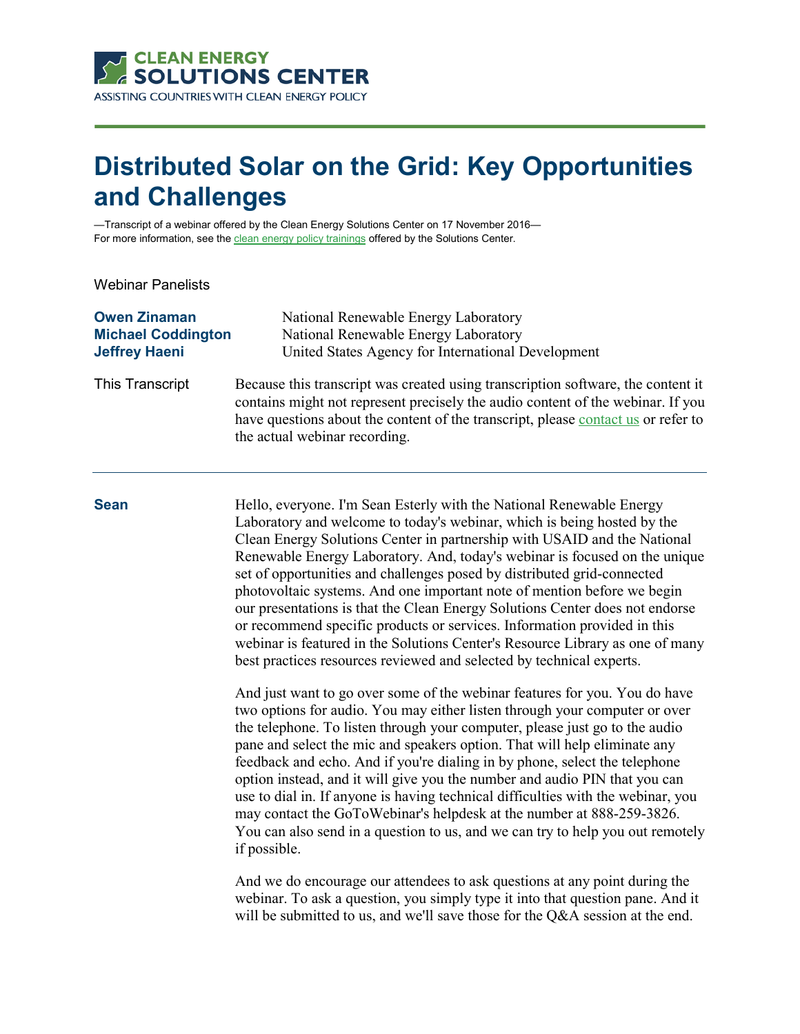CLEAN ENERGY
SOLUTIONS CENTER
ASSISTING COUNTRIES WITH CLEAN ENERGY POLICY

# Distributed Solar on the Grid: Key Opportunities and Challenges

—Transcript of a webinar offered by the Clean Energy Solutions Center on 17 November 2016—
For more information, see the clean energy policy trainings offered by the Solutions Center.

Webinar Panelists

| | |
|---|---|
| **Owen Zinaman** | National Renewable Energy Laboratory |
| **Michael Coddington** | National Renewable Energy Laboratory |
| **Jeffrey Haeni** | United States Agency for International Development |

**This Transcript**

Because this transcript was created using transcription software, the content it contains might not represent precisely the audio content of the webinar. If you have questions about the content of the transcript, please contact us or refer to the actual webinar recording.

---

**Sean**

Hello, everyone. I'm Sean Esterly with the National Renewable Energy Laboratory and welcome to today's webinar, which is being hosted by the Clean Energy Solutions Center in partnership with USAID and the National Renewable Energy Laboratory. And, today's webinar is focused on the unique set of opportunities and challenges posed by distributed grid-connected photovoltaic systems. And one important note of mention before we begin our presentations is that the Clean Energy Solutions Center does not endorse or recommend specific products or services. Information provided in this webinar is featured in the Solutions Center's Resource Library as one of many best practices resources reviewed and selected by technical experts.

And just want to go over some of the webinar features for you. You do have two options for audio. You may either listen through your computer or over the telephone. To listen through your computer, please just go to the audio pane and select the mic and speakers option. That will help eliminate any feedback and echo. And if you're dialing in by phone, select the telephone option instead, and it will give you the number and audio PIN that you can use to dial in. If anyone is having technical difficulties with the webinar, you may contact the GoToWebinar's helpdesk at the number at 888-259-3826. You can also send in a question to us, and we can try to help you out remotely if possible.

And we do encourage our attendees to ask questions at any point during the webinar. To ask a question, you simply type it into that question pane. And it will be submitted to us, and we'll save those for the Q&A session at the end.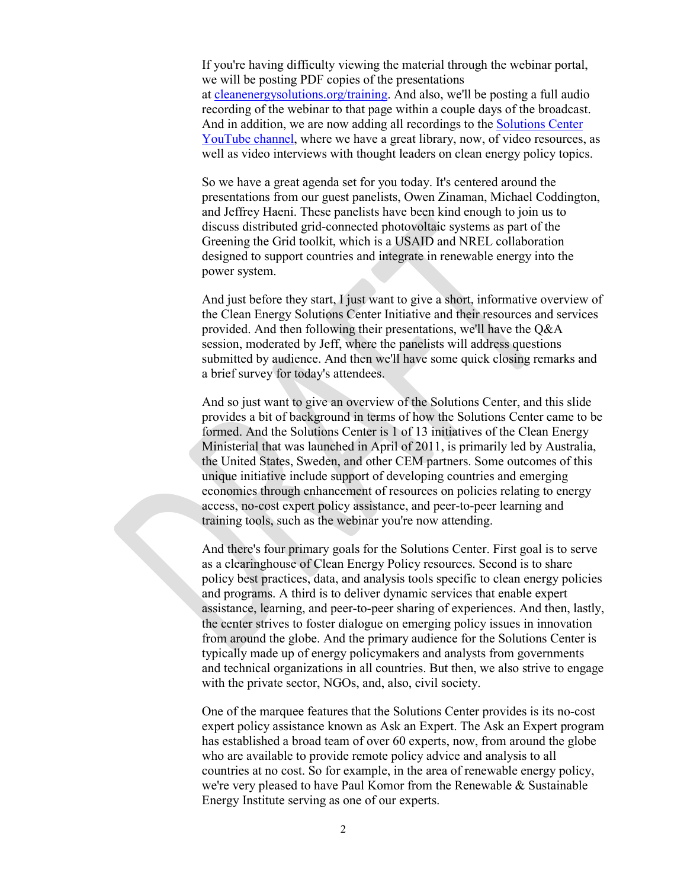If you're having difficulty viewing the material through the webinar portal, we will be posting PDF copies of the presentations at [cleanenergysolutions.org/training](cleanenergysolutions.org/training). And also, we'll be posting a full audio recording of the webinar to that page within a couple days of the broadcast. And in addition, we are now adding all recordings to the [Solutions Center YouTube channel](), where we have a great library, now, of video resources, as well as video interviews with thought leaders on clean energy policy topics.

So we have a great agenda set for you today. It's centered around the presentations from our guest panelists, Owen Zinaman, Michael Coddington, and Jeffrey Haeni. These panelists have been kind enough to join us to discuss distributed grid-connected photovoltaic systems as part of the Greening the Grid toolkit, which is a USAID and NREL collaboration designed to support countries and integrate in renewable energy into the power system.

And just before they start, I just want to give a short, informative overview of the Clean Energy Solutions Center Initiative and their resources and services provided. And then following their presentations, we'll have the Q&A session, moderated by Jeff, where the panelists will address questions submitted by audience. And then we'll have some quick closing remarks and a brief survey for today's attendees.

And so just want to give an overview of the Solutions Center, and this slide provides a bit of background in terms of how the Solutions Center came to be formed. And the Solutions Center is 1 of 13 initiatives of the Clean Energy Ministerial that was launched in April of 2011, is primarily led by Australia, the United States, Sweden, and other CEM partners. Some outcomes of this unique initiative include support of developing countries and emerging economies through enhancement of resources on policies relating to energy access, no-cost expert policy assistance, and peer-to-peer learning and training tools, such as the webinar you're now attending.

And there's four primary goals for the Solutions Center. First goal is to serve as a clearinghouse of Clean Energy Policy resources. Second is to share policy best practices, data, and analysis tools specific to clean energy policies and programs. A third is to deliver dynamic services that enable expert assistance, learning, and peer-to-peer sharing of experiences. And then, lastly, the center strives to foster dialogue on emerging policy issues in innovation from around the globe. And the primary audience for the Solutions Center is typically made up of energy policymakers and analysts from governments and technical organizations in all countries. But then, we also strive to engage with the private sector, NGOs, and, also, civil society.

One of the marquee features that the Solutions Center provides is its no-cost expert policy assistance known as Ask an Expert. The Ask an Expert program has established a broad team of over 60 experts, now, from around the globe who are available to provide remote policy advice and analysis to all countries at no cost. So for example, in the area of renewable energy policy, we're very pleased to have Paul Komor from the Renewable & Sustainable Energy Institute serving as one of our experts.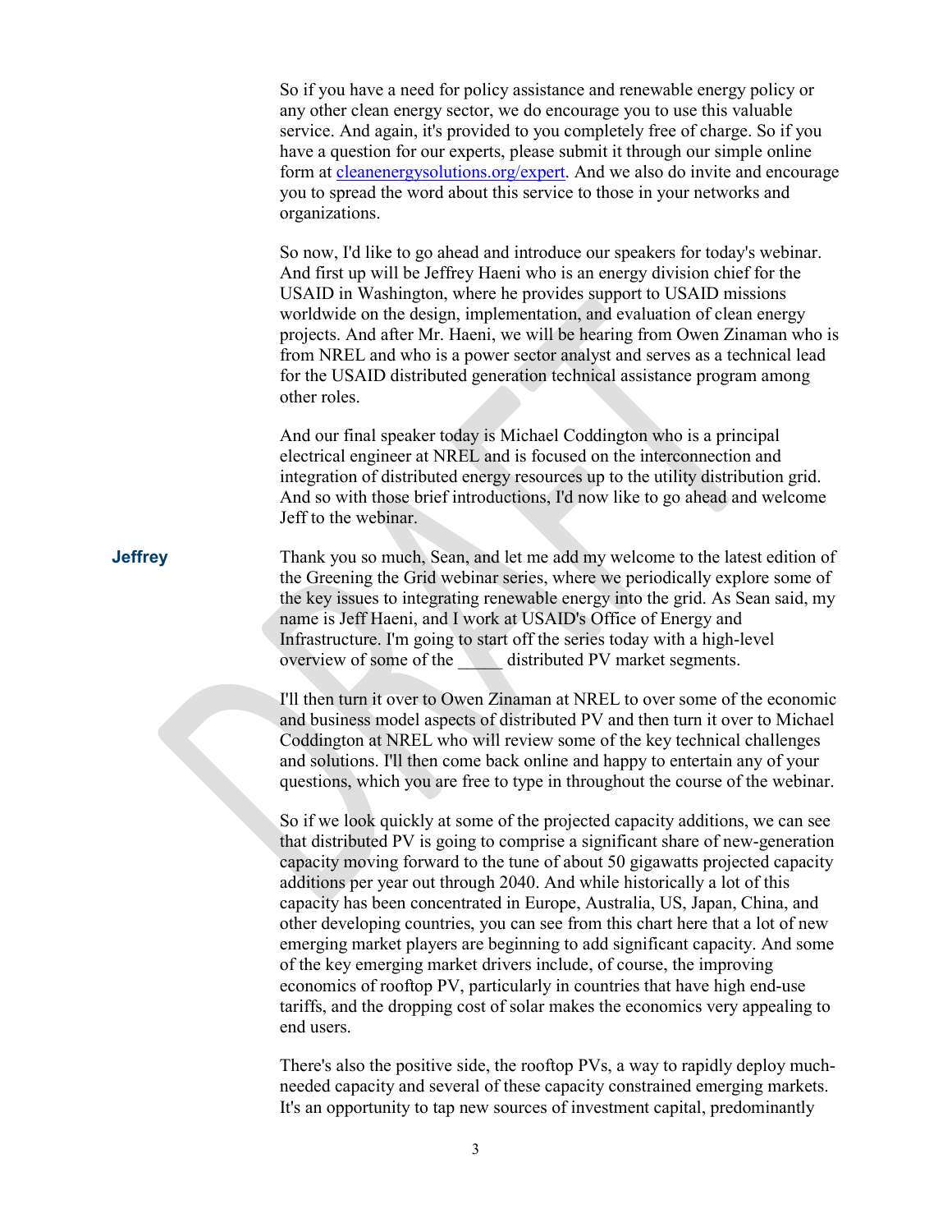So if you have a need for policy assistance and renewable energy policy or any other clean energy sector, we do encourage you to use this valuable service. And again, it's provided to you completely free of charge. So if you have a question for our experts, please submit it through our simple online form at [cleanenergysolutions.org/expert](cleanenergysolutions.org/expert). And we also do invite and encourage you to spread the word about this service to those in your networks and organizations.

So now, I'd like to go ahead and introduce our speakers for today's webinar. And first up will be Jeffrey Haeni who is an energy division chief for the USAID in Washington, where he provides support to USAID missions worldwide on the design, implementation, and evaluation of clean energy projects. And after Mr. Haeni, we will be hearing from Owen Zinaman who is from NREL and who is a power sector analyst and serves as a technical lead for the USAID distributed generation technical assistance program among other roles.

And our final speaker today is Michael Coddington who is a principal electrical engineer at NREL and is focused on the interconnection and integration of distributed energy resources up to the utility distribution grid. And so with those brief introductions, I'd now like to go ahead and welcome Jeff to the webinar.

**Jeffrey**

Thank you so much, Sean, and let me add my welcome to the latest edition of the Greening the Grid webinar series, where we periodically explore some of the key issues to integrating renewable energy into the grid. As Sean said, my name is Jeff Haeni, and I work at USAID's Office of Energy and Infrastructure. I'm going to start off the series today with a high-level overview of some of the _____ distributed PV market segments.

I'll then turn it over to Owen Zinaman at NREL to over some of the economic and business model aspects of distributed PV and then turn it over to Michael Coddington at NREL who will review some of the key technical challenges and solutions. I'll then come back online and happy to entertain any of your questions, which you are free to type in throughout the course of the webinar.

So if we look quickly at some of the projected capacity additions, we can see that distributed PV is going to comprise a significant share of new-generation capacity moving forward to the tune of about 50 gigawatts projected capacity additions per year out through 2040. And while historically a lot of this capacity has been concentrated in Europe, Australia, US, Japan, China, and other developing countries, you can see from this chart here that a lot of new emerging market players are beginning to add significant capacity. And some of the key emerging market drivers include, of course, the improving economics of rooftop PV, particularly in countries that have high end-use tariffs, and the dropping cost of solar makes the economics very appealing to end users.

There's also the positive side, the rooftop PVs, a way to rapidly deploy much-needed capacity and several of these capacity constrained emerging markets. It's an opportunity to tap new sources of investment capital, predominantly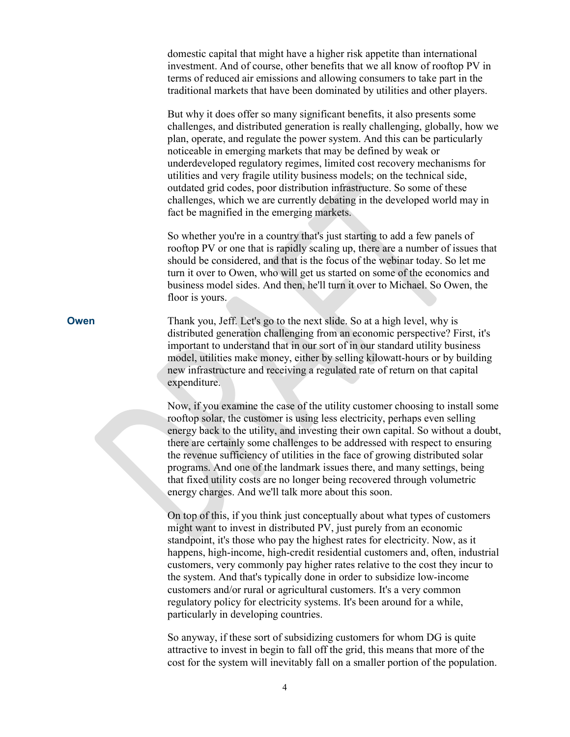domestic capital that might have a higher risk appetite than international investment. And of course, other benefits that we all know of rooftop PV in terms of reduced air emissions and allowing consumers to take part in the traditional markets that have been dominated by utilities and other players.

But why it does offer so many significant benefits, it also presents some challenges, and distributed generation is really challenging, globally, how we plan, operate, and regulate the power system. And this can be particularly noticeable in emerging markets that may be defined by weak or underdeveloped regulatory regimes, limited cost recovery mechanisms for utilities and very fragile utility business models; on the technical side, outdated grid codes, poor distribution infrastructure. So some of these challenges, which we are currently debating in the developed world may in fact be magnified in the emerging markets.

So whether you're in a country that's just starting to add a few panels of rooftop PV or one that is rapidly scaling up, there are a number of issues that should be considered, and that is the focus of the webinar today. So let me turn it over to Owen, who will get us started on some of the economics and business model sides. And then, he'll turn it over to Michael. So Owen, the floor is yours.

**Owen**

Thank you, Jeff. Let's go to the next slide. So at a high level, why is distributed generation challenging from an economic perspective? First, it's important to understand that in our sort of in our standard utility business model, utilities make money, either by selling kilowatt-hours or by building new infrastructure and receiving a regulated rate of return on that capital expenditure.

Now, if you examine the case of the utility customer choosing to install some rooftop solar, the customer is using less electricity, perhaps even selling energy back to the utility, and investing their own capital. So without a doubt, there are certainly some challenges to be addressed with respect to ensuring the revenue sufficiency of utilities in the face of growing distributed solar programs. And one of the landmark issues there, and many settings, being that fixed utility costs are no longer being recovered through volumetric energy charges. And we'll talk more about this soon.

On top of this, if you think just conceptually about what types of customers might want to invest in distributed PV, just purely from an economic standpoint, it's those who pay the highest rates for electricity. Now, as it happens, high-income, high-credit residential customers and, often, industrial customers, very commonly pay higher rates relative to the cost they incur to the system. And that's typically done in order to subsidize low-income customers and/or rural or agricultural customers. It's a very common regulatory policy for electricity systems. It's been around for a while, particularly in developing countries.

So anyway, if these sort of subsidizing customers for whom DG is quite attractive to invest in begin to fall off the grid, this means that more of the cost for the system will inevitably fall on a smaller portion of the population.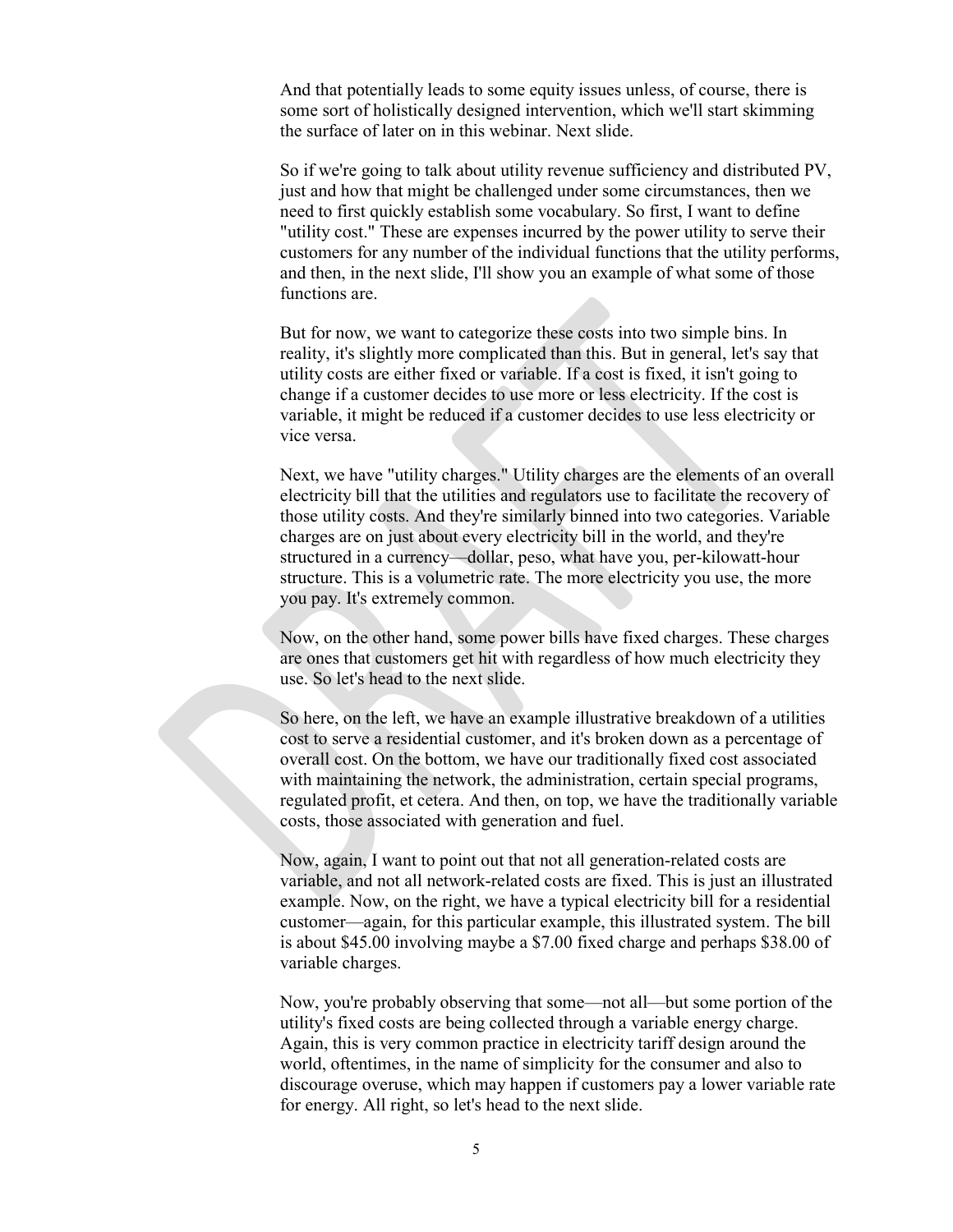And that potentially leads to some equity issues unless, of course, there is some sort of holistically designed intervention, which we'll start skimming the surface of later on in this webinar. Next slide.

So if we're going to talk about utility revenue sufficiency and distributed PV, just and how that might be challenged under some circumstances, then we need to first quickly establish some vocabulary. So first, I want to define "utility cost." These are expenses incurred by the power utility to serve their customers for any number of the individual functions that the utility performs, and then, in the next slide, I'll show you an example of what some of those functions are.

But for now, we want to categorize these costs into two simple bins. In reality, it's slightly more complicated than this. But in general, let's say that utility costs are either fixed or variable. If a cost is fixed, it isn't going to change if a customer decides to use more or less electricity. If the cost is variable, it might be reduced if a customer decides to use less electricity or vice versa.

Next, we have "utility charges." Utility charges are the elements of an overall electricity bill that the utilities and regulators use to facilitate the recovery of those utility costs. And they're similarly binned into two categories. Variable charges are on just about every electricity bill in the world, and they're structured in a currency—dollar, peso, what have you, per-kilowatt-hour structure. This is a volumetric rate. The more electricity you use, the more you pay. It's extremely common.

Now, on the other hand, some power bills have fixed charges. These charges are ones that customers get hit with regardless of how much electricity they use. So let's head to the next slide.

So here, on the left, we have an example illustrative breakdown of a utilities cost to serve a residential customer, and it's broken down as a percentage of overall cost. On the bottom, we have our traditionally fixed cost associated with maintaining the network, the administration, certain special programs, regulated profit, et cetera. And then, on top, we have the traditionally variable costs, those associated with generation and fuel.

Now, again, I want to point out that not all generation-related costs are variable, and not all network-related costs are fixed. This is just an illustrated example. Now, on the right, we have a typical electricity bill for a residential customer—again, for this particular example, this illustrated system. The bill is about $45.00 involving maybe a $7.00 fixed charge and perhaps $38.00 of variable charges.

Now, you're probably observing that some—not all—but some portion of the utility's fixed costs are being collected through a variable energy charge. Again, this is very common practice in electricity tariff design around the world, oftentimes, in the name of simplicity for the consumer and also to discourage overuse, which may happen if customers pay a lower variable rate for energy. All right, so let's head to the next slide.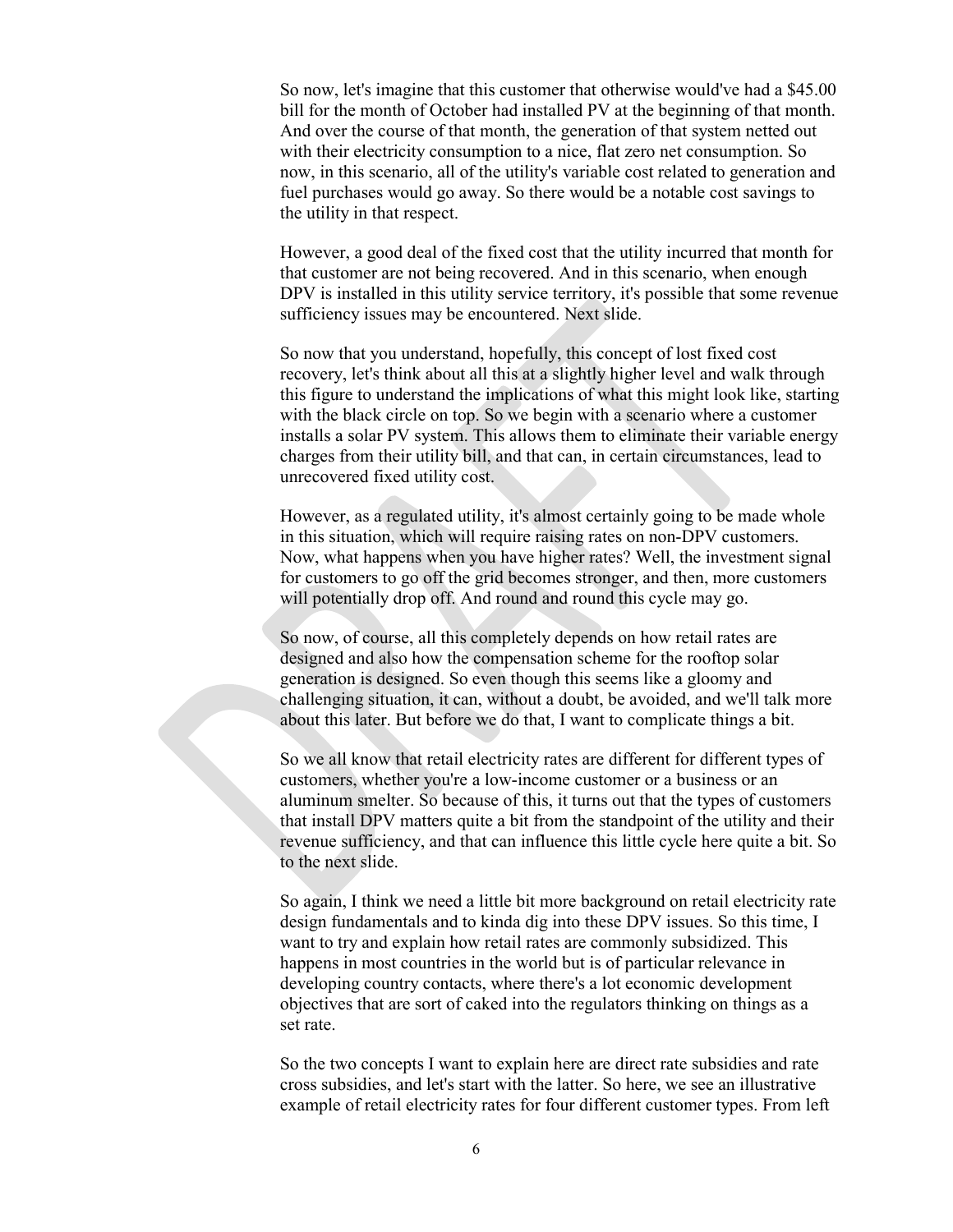So now, let's imagine that this customer that otherwise would've had a $45.00 bill for the month of October had installed PV at the beginning of that month. And over the course of that month, the generation of that system netted out with their electricity consumption to a nice, flat zero net consumption. So now, in this scenario, all of the utility's variable cost related to generation and fuel purchases would go away. So there would be a notable cost savings to the utility in that respect.

However, a good deal of the fixed cost that the utility incurred that month for that customer are not being recovered. And in this scenario, when enough DPV is installed in this utility service territory, it's possible that some revenue sufficiency issues may be encountered. Next slide.

So now that you understand, hopefully, this concept of lost fixed cost recovery, let's think about all this at a slightly higher level and walk through this figure to understand the implications of what this might look like, starting with the black circle on top. So we begin with a scenario where a customer installs a solar PV system. This allows them to eliminate their variable energy charges from their utility bill, and that can, in certain circumstances, lead to unrecovered fixed utility cost.

However, as a regulated utility, it's almost certainly going to be made whole in this situation, which will require raising rates on non-DPV customers. Now, what happens when you have higher rates? Well, the investment signal for customers to go off the grid becomes stronger, and then, more customers will potentially drop off. And round and round this cycle may go.

So now, of course, all this completely depends on how retail rates are designed and also how the compensation scheme for the rooftop solar generation is designed. So even though this seems like a gloomy and challenging situation, it can, without a doubt, be avoided, and we'll talk more about this later. But before we do that, I want to complicate things a bit.

So we all know that retail electricity rates are different for different types of customers, whether you're a low-income customer or a business or an aluminum smelter. So because of this, it turns out that the types of customers that install DPV matters quite a bit from the standpoint of the utility and their revenue sufficiency, and that can influence this little cycle here quite a bit. So to the next slide.

So again, I think we need a little bit more background on retail electricity rate design fundamentals and to kinda dig into these DPV issues. So this time, I want to try and explain how retail rates are commonly subsidized. This happens in most countries in the world but is of particular relevance in developing country contacts, where there's a lot economic development objectives that are sort of caked into the regulators thinking on things as a set rate.

So the two concepts I want to explain here are direct rate subsidies and rate cross subsidies, and let's start with the latter. So here, we see an illustrative example of retail electricity rates for four different customer types. From left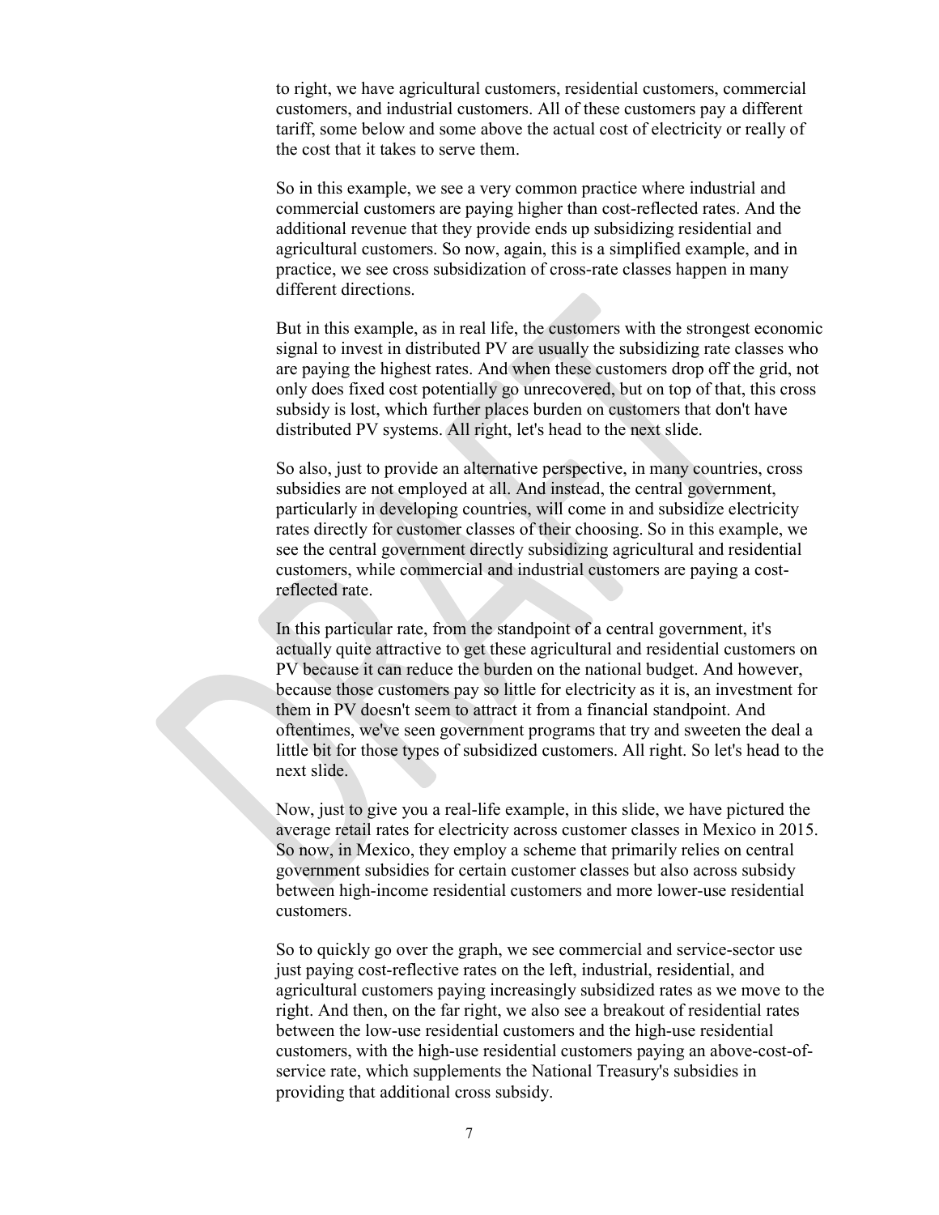to right, we have agricultural customers, residential customers, commercial customers, and industrial customers. All of these customers pay a different tariff, some below and some above the actual cost of electricity or really of the cost that it takes to serve them.

So in this example, we see a very common practice where industrial and commercial customers are paying higher than cost-reflected rates. And the additional revenue that they provide ends up subsidizing residential and agricultural customers. So now, again, this is a simplified example, and in practice, we see cross subsidization of cross-rate classes happen in many different directions.

But in this example, as in real life, the customers with the strongest economic signal to invest in distributed PV are usually the subsidizing rate classes who are paying the highest rates. And when these customers drop off the grid, not only does fixed cost potentially go unrecovered, but on top of that, this cross subsidy is lost, which further places burden on customers that don't have distributed PV systems. All right, let's head to the next slide.

So also, just to provide an alternative perspective, in many countries, cross subsidies are not employed at all. And instead, the central government, particularly in developing countries, will come in and subsidize electricity rates directly for customer classes of their choosing. So in this example, we see the central government directly subsidizing agricultural and residential customers, while commercial and industrial customers are paying a cost-reflected rate.

In this particular rate, from the standpoint of a central government, it's actually quite attractive to get these agricultural and residential customers on PV because it can reduce the burden on the national budget. And however, because those customers pay so little for electricity as it is, an investment for them in PV doesn't seem to attract it from a financial standpoint. And oftentimes, we've seen government programs that try and sweeten the deal a little bit for those types of subsidized customers. All right. So let's head to the next slide.

Now, just to give you a real-life example, in this slide, we have pictured the average retail rates for electricity across customer classes in Mexico in 2015. So now, in Mexico, they employ a scheme that primarily relies on central government subsidies for certain customer classes but also across subsidy between high-income residential customers and more lower-use residential customers.

So to quickly go over the graph, we see commercial and service-sector use just paying cost-reflective rates on the left, industrial, residential, and agricultural customers paying increasingly subsidized rates as we move to the right. And then, on the far right, we also see a breakout of residential rates between the low-use residential customers and the high-use residential customers, with the high-use residential customers paying an above-cost-of-service rate, which supplements the National Treasury's subsidies in providing that additional cross subsidy.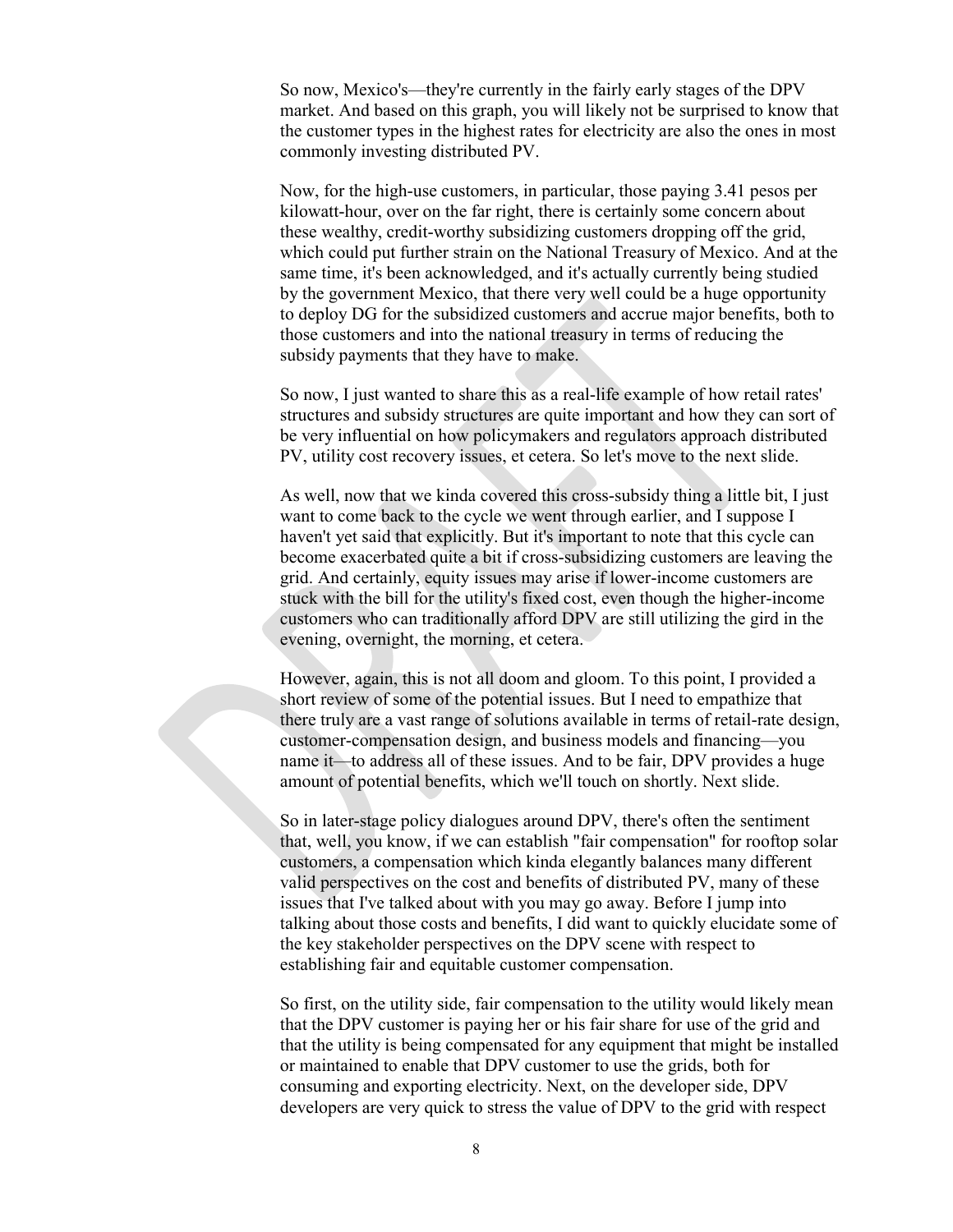So now, Mexico's—they're currently in the fairly early stages of the DPV market. And based on this graph, you will likely not be surprised to know that the customer types in the highest rates for electricity are also the ones in most commonly investing distributed PV.

Now, for the high-use customers, in particular, those paying 3.41 pesos per kilowatt-hour, over on the far right, there is certainly some concern about these wealthy, credit-worthy subsidizing customers dropping off the grid, which could put further strain on the National Treasury of Mexico. And at the same time, it's been acknowledged, and it's actually currently being studied by the government Mexico, that there very well could be a huge opportunity to deploy DG for the subsidized customers and accrue major benefits, both to those customers and into the national treasury in terms of reducing the subsidy payments that they have to make.

So now, I just wanted to share this as a real-life example of how retail rates' structures and subsidy structures are quite important and how they can sort of be very influential on how policymakers and regulators approach distributed PV, utility cost recovery issues, et cetera. So let's move to the next slide.

As well, now that we kinda covered this cross-subsidy thing a little bit, I just want to come back to the cycle we went through earlier, and I suppose I haven't yet said that explicitly. But it's important to note that this cycle can become exacerbated quite a bit if cross-subsidizing customers are leaving the grid. And certainly, equity issues may arise if lower-income customers are stuck with the bill for the utility's fixed cost, even though the higher-income customers who can traditionally afford DPV are still utilizing the gird in the evening, overnight, the morning, et cetera.

However, again, this is not all doom and gloom. To this point, I provided a short review of some of the potential issues. But I need to empathize that there truly are a vast range of solutions available in terms of retail-rate design, customer-compensation design, and business models and financing—you name it—to address all of these issues. And to be fair, DPV provides a huge amount of potential benefits, which we'll touch on shortly. Next slide.

So in later-stage policy dialogues around DPV, there's often the sentiment that, well, you know, if we can establish "fair compensation" for rooftop solar customers, a compensation which kinda elegantly balances many different valid perspectives on the cost and benefits of distributed PV, many of these issues that I've talked about with you may go away. Before I jump into talking about those costs and benefits, I did want to quickly elucidate some of the key stakeholder perspectives on the DPV scene with respect to establishing fair and equitable customer compensation.

So first, on the utility side, fair compensation to the utility would likely mean that the DPV customer is paying her or his fair share for use of the grid and that the utility is being compensated for any equipment that might be installed or maintained to enable that DPV customer to use the grids, both for consuming and exporting electricity. Next, on the developer side, DPV developers are very quick to stress the value of DPV to the grid with respect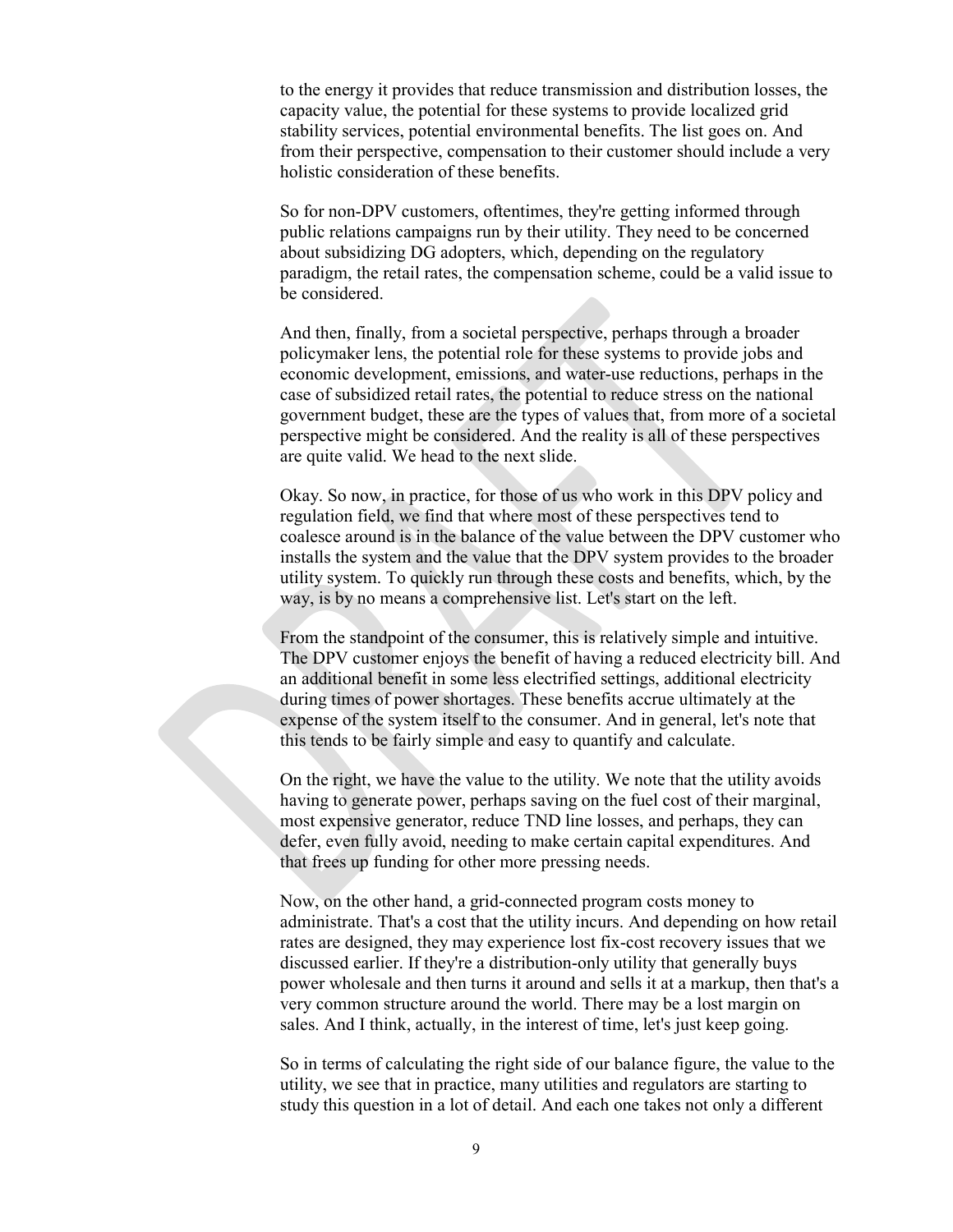to the energy it provides that reduce transmission and distribution losses, the capacity value, the potential for these systems to provide localized grid stability services, potential environmental benefits. The list goes on. And from their perspective, compensation to their customer should include a very holistic consideration of these benefits.

So for non-DPV customers, oftentimes, they're getting informed through public relations campaigns run by their utility. They need to be concerned about subsidizing DG adopters, which, depending on the regulatory paradigm, the retail rates, the compensation scheme, could be a valid issue to be considered.

And then, finally, from a societal perspective, perhaps through a broader policymaker lens, the potential role for these systems to provide jobs and economic development, emissions, and water-use reductions, perhaps in the case of subsidized retail rates, the potential to reduce stress on the national government budget, these are the types of values that, from more of a societal perspective might be considered. And the reality is all of these perspectives are quite valid. We head to the next slide.

Okay. So now, in practice, for those of us who work in this DPV policy and regulation field, we find that where most of these perspectives tend to coalesce around is in the balance of the value between the DPV customer who installs the system and the value that the DPV system provides to the broader utility system. To quickly run through these costs and benefits, which, by the way, is by no means a comprehensive list. Let's start on the left.

From the standpoint of the consumer, this is relatively simple and intuitive. The DPV customer enjoys the benefit of having a reduced electricity bill. And an additional benefit in some less electrified settings, additional electricity during times of power shortages. These benefits accrue ultimately at the expense of the system itself to the consumer. And in general, let's note that this tends to be fairly simple and easy to quantify and calculate.

On the right, we have the value to the utility. We note that the utility avoids having to generate power, perhaps saving on the fuel cost of their marginal, most expensive generator, reduce TND line losses, and perhaps, they can defer, even fully avoid, needing to make certain capital expenditures. And that frees up funding for other more pressing needs.

Now, on the other hand, a grid-connected program costs money to administrate. That's a cost that the utility incurs. And depending on how retail rates are designed, they may experience lost fix-cost recovery issues that we discussed earlier. If they're a distribution-only utility that generally buys power wholesale and then turns it around and sells it at a markup, then that's a very common structure around the world. There may be a lost margin on sales. And I think, actually, in the interest of time, let's just keep going.

So in terms of calculating the right side of our balance figure, the value to the utility, we see that in practice, many utilities and regulators are starting to study this question in a lot of detail. And each one takes not only a different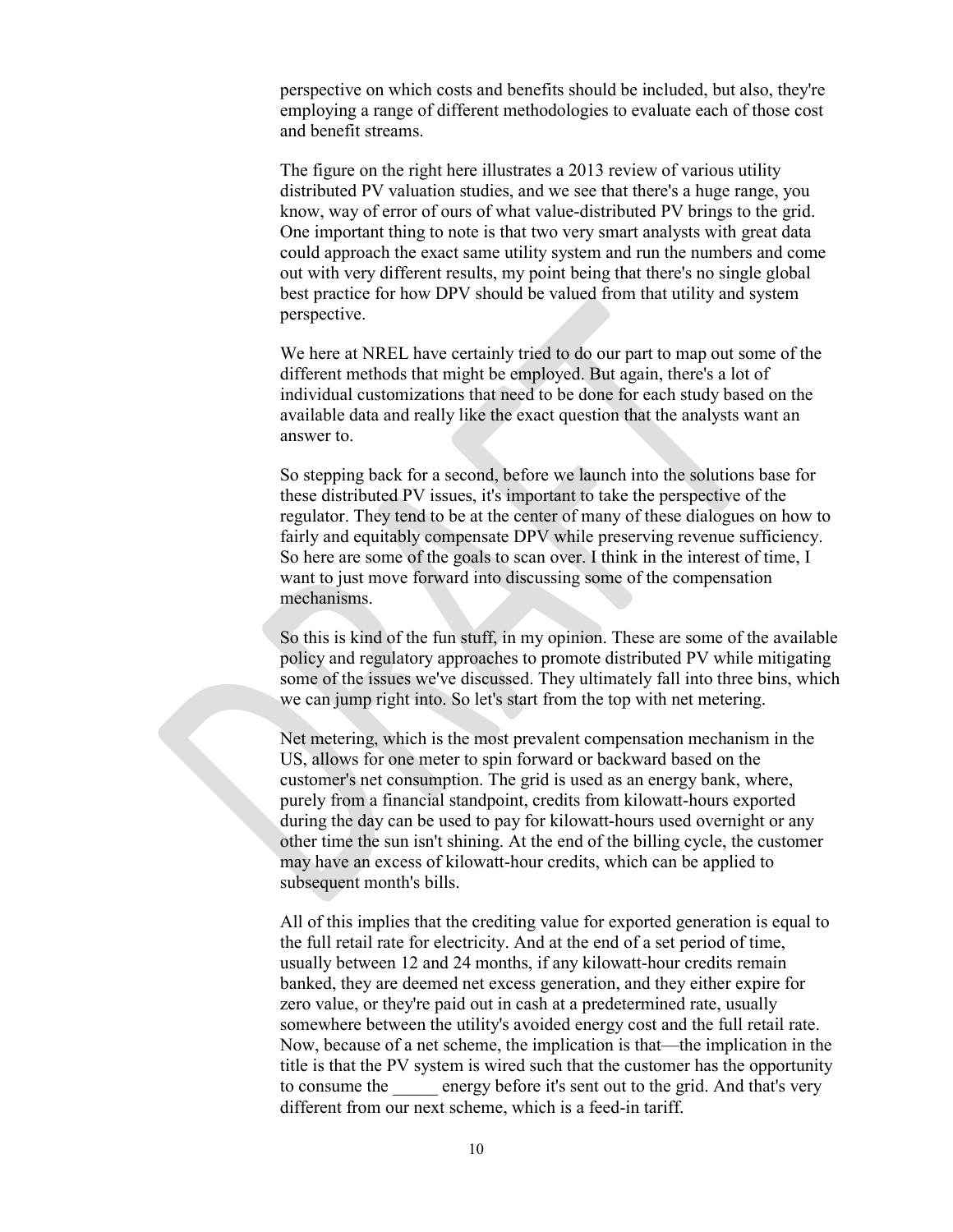perspective on which costs and benefits should be included, but also, they're employing a range of different methodologies to evaluate each of those cost and benefit streams.

The figure on the right here illustrates a 2013 review of various utility distributed PV valuation studies, and we see that there's a huge range, you know, way of error of ours of what value-distributed PV brings to the grid. One important thing to note is that two very smart analysts with great data could approach the exact same utility system and run the numbers and come out with very different results, my point being that there's no single global best practice for how DPV should be valued from that utility and system perspective.

We here at NREL have certainly tried to do our part to map out some of the different methods that might be employed. But again, there's a lot of individual customizations that need to be done for each study based on the available data and really like the exact question that the analysts want an answer to.

So stepping back for a second, before we launch into the solutions base for these distributed PV issues, it's important to take the perspective of the regulator. They tend to be at the center of many of these dialogues on how to fairly and equitably compensate DPV while preserving revenue sufficiency. So here are some of the goals to scan over. I think in the interest of time, I want to just move forward into discussing some of the compensation mechanisms.

So this is kind of the fun stuff, in my opinion. These are some of the available policy and regulatory approaches to promote distributed PV while mitigating some of the issues we've discussed. They ultimately fall into three bins, which we can jump right into. So let's start from the top with net metering.

Net metering, which is the most prevalent compensation mechanism in the US, allows for one meter to spin forward or backward based on the customer's net consumption. The grid is used as an energy bank, where, purely from a financial standpoint, credits from kilowatt-hours exported during the day can be used to pay for kilowatt-hours used overnight or any other time the sun isn't shining. At the end of the billing cycle, the customer may have an excess of kilowatt-hour credits, which can be applied to subsequent month's bills.

All of this implies that the crediting value for exported generation is equal to the full retail rate for electricity. And at the end of a set period of time, usually between 12 and 24 months, if any kilowatt-hour credits remain banked, they are deemed net excess generation, and they either expire for zero value, or they're paid out in cash at a predetermined rate, usually somewhere between the utility's avoided energy cost and the full retail rate. Now, because of a net scheme, the implication is that—the implication in the title is that the PV system is wired such that the customer has the opportunity to consume the _____ energy before it's sent out to the grid. And that's very different from our next scheme, which is a feed-in tariff.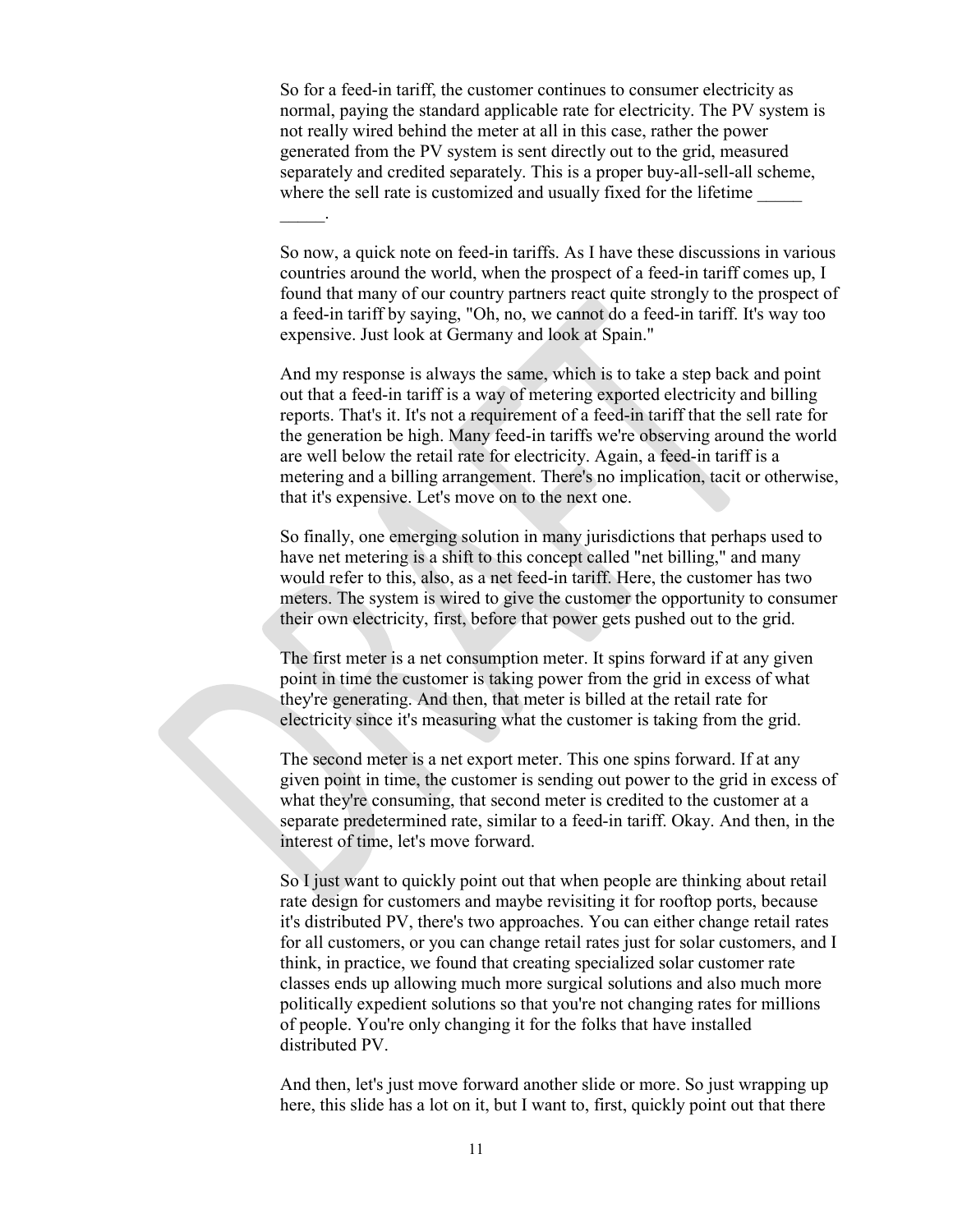So for a feed-in tariff, the customer continues to consumer electricity as normal, paying the standard applicable rate for electricity. The PV system is not really wired behind the meter at all in this case, rather the power generated from the PV system is sent directly out to the grid, measured separately and credited separately. This is a proper buy-all-sell-all scheme, where the sell rate is customized and usually fixed for the lifetime _____ _____.

So now, a quick note on feed-in tariffs. As I have these discussions in various countries around the world, when the prospect of a feed-in tariff comes up, I found that many of our country partners react quite strongly to the prospect of a feed-in tariff by saying, "Oh, no, we cannot do a feed-in tariff. It's way too expensive. Just look at Germany and look at Spain."

And my response is always the same, which is to take a step back and point out that a feed-in tariff is a way of metering exported electricity and billing reports. That's it. It's not a requirement of a feed-in tariff that the sell rate for the generation be high. Many feed-in tariffs we're observing around the world are well below the retail rate for electricity. Again, a feed-in tariff is a metering and a billing arrangement. There's no implication, tacit or otherwise, that it's expensive. Let's move on to the next one.

So finally, one emerging solution in many jurisdictions that perhaps used to have net metering is a shift to this concept called "net billing," and many would refer to this, also, as a net feed-in tariff. Here, the customer has two meters. The system is wired to give the customer the opportunity to consumer their own electricity, first, before that power gets pushed out to the grid.

The first meter is a net consumption meter. It spins forward if at any given point in time the customer is taking power from the grid in excess of what they're generating. And then, that meter is billed at the retail rate for electricity since it's measuring what the customer is taking from the grid.

The second meter is a net export meter. This one spins forward. If at any given point in time, the customer is sending out power to the grid in excess of what they're consuming, that second meter is credited to the customer at a separate predetermined rate, similar to a feed-in tariff. Okay. And then, in the interest of time, let's move forward.

So I just want to quickly point out that when people are thinking about retail rate design for customers and maybe revisiting it for rooftop ports, because it's distributed PV, there's two approaches. You can either change retail rates for all customers, or you can change retail rates just for solar customers, and I think, in practice, we found that creating specialized solar customer rate classes ends up allowing much more surgical solutions and also much more politically expedient solutions so that you're not changing rates for millions of people. You're only changing it for the folks that have installed distributed PV.

And then, let's just move forward another slide or more. So just wrapping up here, this slide has a lot on it, but I want to, first, quickly point out that there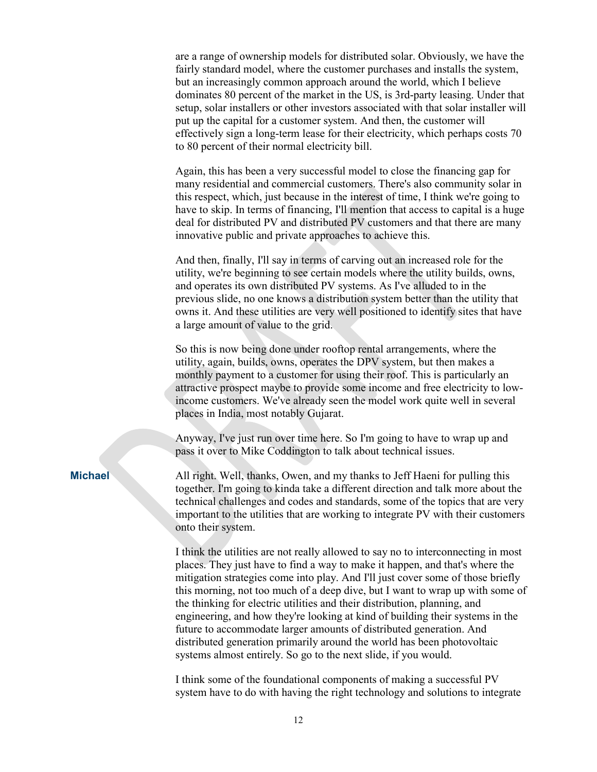are a range of ownership models for distributed solar. Obviously, we have the fairly standard model, where the customer purchases and installs the system, but an increasingly common approach around the world, which I believe dominates 80 percent of the market in the US, is 3rd-party leasing. Under that setup, solar installers or other investors associated with that solar installer will put up the capital for a customer system. And then, the customer will effectively sign a long-term lease for their electricity, which perhaps costs 70 to 80 percent of their normal electricity bill.

Again, this has been a very successful model to close the financing gap for many residential and commercial customers. There's also community solar in this respect, which, just because in the interest of time, I think we're going to have to skip. In terms of financing, I'll mention that access to capital is a huge deal for distributed PV and distributed PV customers and that there are many innovative public and private approaches to achieve this.

And then, finally, I'll say in terms of carving out an increased role for the utility, we're beginning to see certain models where the utility builds, owns, and operates its own distributed PV systems. As I've alluded to in the previous slide, no one knows a distribution system better than the utility that owns it. And these utilities are very well positioned to identify sites that have a large amount of value to the grid.

So this is now being done under rooftop rental arrangements, where the utility, again, builds, owns, operates the DPV system, but then makes a monthly payment to a customer for using their roof. This is particularly an attractive prospect maybe to provide some income and free electricity to low-income customers. We've already seen the model work quite well in several places in India, most notably Gujarat.

Anyway, I've just run over time here. So I'm going to have to wrap up and pass it over to Mike Coddington to talk about technical issues.

**Michael** All right. Well, thanks, Owen, and my thanks to Jeff Haeni for pulling this together. I'm going to kinda take a different direction and talk more about the technical challenges and codes and standards, some of the topics that are very important to the utilities that are working to integrate PV with their customers onto their system.

I think the utilities are not really allowed to say no to interconnecting in most places. They just have to find a way to make it happen, and that's where the mitigation strategies come into play. And I'll just cover some of those briefly this morning, not too much of a deep dive, but I want to wrap up with some of the thinking for electric utilities and their distribution, planning, and engineering, and how they're looking at kind of building their systems in the future to accommodate larger amounts of distributed generation. And distributed generation primarily around the world has been photovoltaic systems almost entirely. So go to the next slide, if you would.

I think some of the foundational components of making a successful PV system have to do with having the right technology and solutions to integrate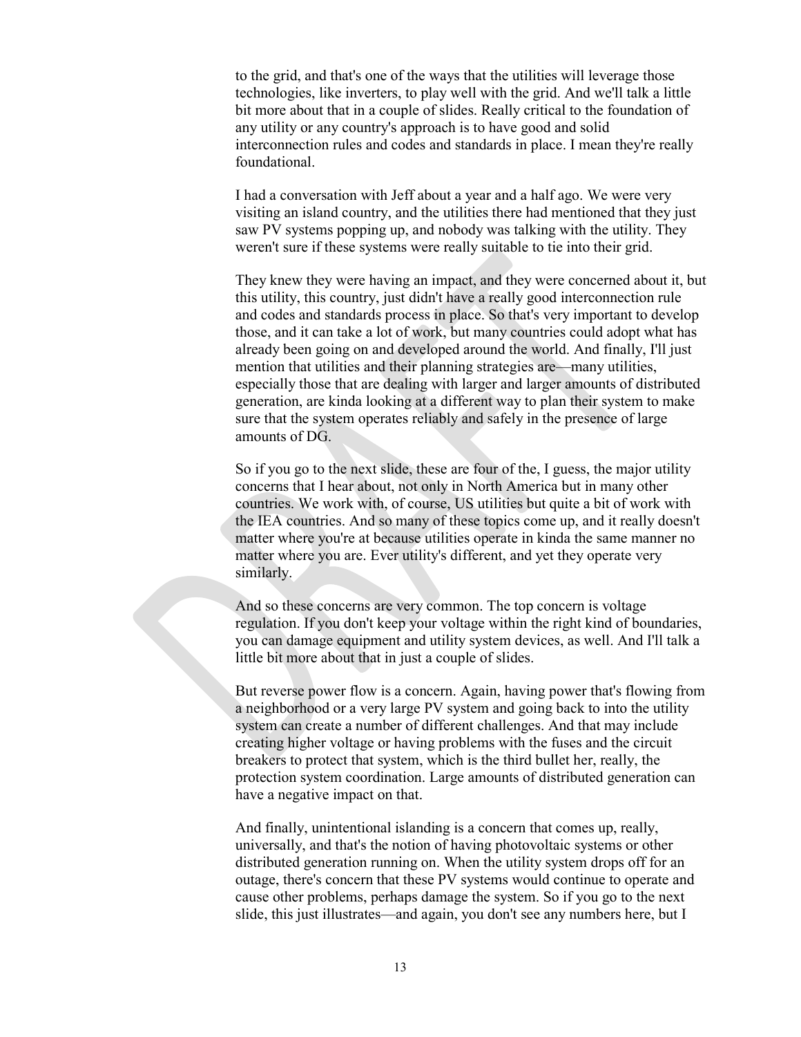to the grid, and that's one of the ways that the utilities will leverage those technologies, like inverters, to play well with the grid. And we'll talk a little bit more about that in a couple of slides. Really critical to the foundation of any utility or any country's approach is to have good and solid interconnection rules and codes and standards in place. I mean they're really foundational.

I had a conversation with Jeff about a year and a half ago. We were very visiting an island country, and the utilities there had mentioned that they just saw PV systems popping up, and nobody was talking with the utility. They weren't sure if these systems were really suitable to tie into their grid.

They knew they were having an impact, and they were concerned about it, but this utility, this country, just didn't have a really good interconnection rule and codes and standards process in place. So that's very important to develop those, and it can take a lot of work, but many countries could adopt what has already been going on and developed around the world. And finally, I'll just mention that utilities and their planning strategies are—many utilities, especially those that are dealing with larger and larger amounts of distributed generation, are kinda looking at a different way to plan their system to make sure that the system operates reliably and safely in the presence of large amounts of DG.

So if you go to the next slide, these are four of the, I guess, the major utility concerns that I hear about, not only in North America but in many other countries. We work with, of course, US utilities but quite a bit of work with the IEA countries. And so many of these topics come up, and it really doesn't matter where you're at because utilities operate in kinda the same manner no matter where you are. Ever utility's different, and yet they operate very similarly.

And so these concerns are very common. The top concern is voltage regulation. If you don't keep your voltage within the right kind of boundaries, you can damage equipment and utility system devices, as well. And I'll talk a little bit more about that in just a couple of slides.

But reverse power flow is a concern. Again, having power that's flowing from a neighborhood or a very large PV system and going back to into the utility system can create a number of different challenges. And that may include creating higher voltage or having problems with the fuses and the circuit breakers to protect that system, which is the third bullet her, really, the protection system coordination. Large amounts of distributed generation can have a negative impact on that.

And finally, unintentional islanding is a concern that comes up, really, universally, and that's the notion of having photovoltaic systems or other distributed generation running on. When the utility system drops off for an outage, there's concern that these PV systems would continue to operate and cause other problems, perhaps damage the system. So if you go to the next slide, this just illustrates—and again, you don't see any numbers here, but I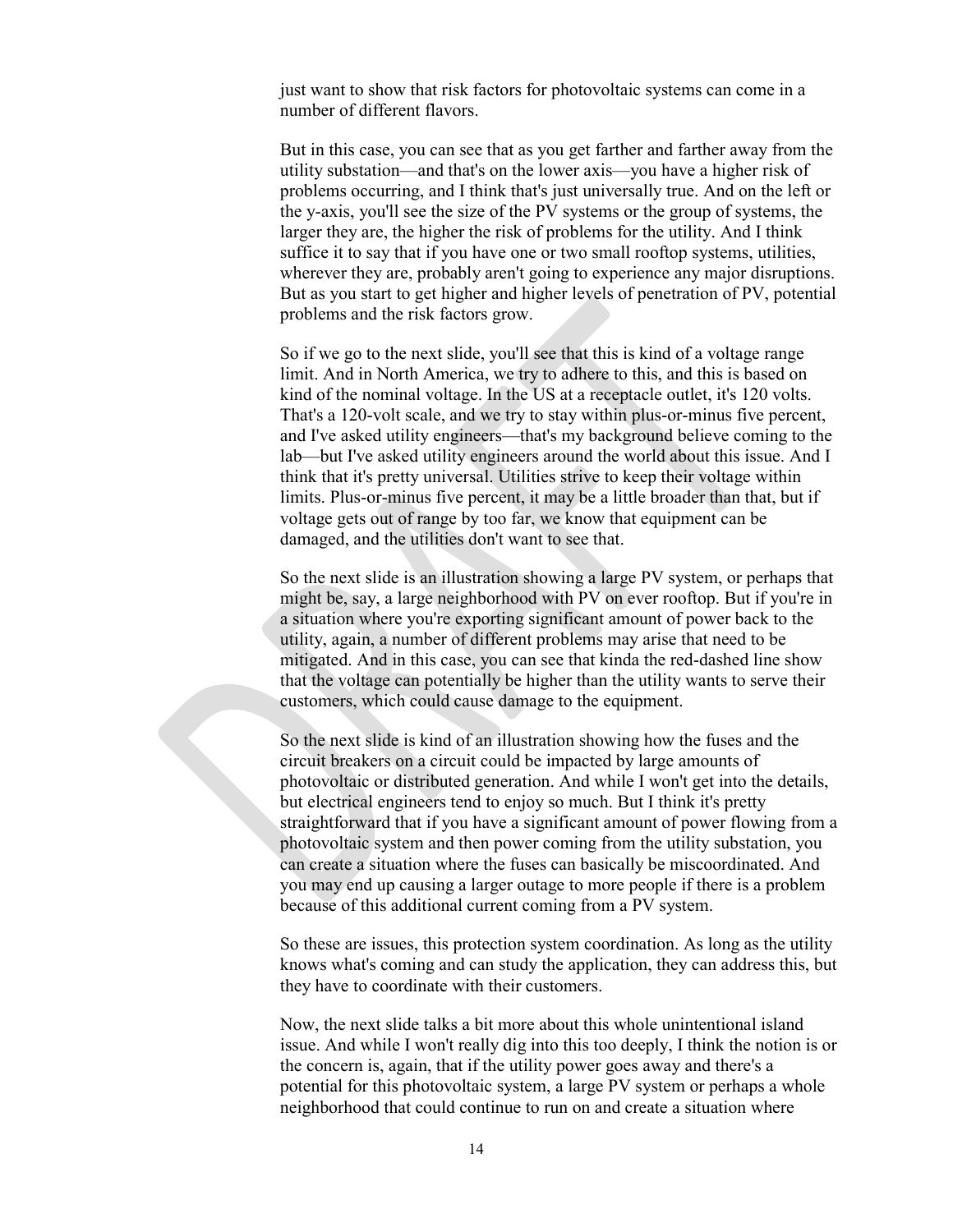just want to show that risk factors for photovoltaic systems can come in a number of different flavors.

But in this case, you can see that as you get farther and farther away from the utility substation—and that's on the lower axis—you have a higher risk of problems occurring, and I think that's just universally true. And on the left or the y-axis, you'll see the size of the PV systems or the group of systems, the larger they are, the higher the risk of problems for the utility. And I think suffice it to say that if you have one or two small rooftop systems, utilities, wherever they are, probably aren't going to experience any major disruptions. But as you start to get higher and higher levels of penetration of PV, potential problems and the risk factors grow.

So if we go to the next slide, you'll see that this is kind of a voltage range limit. And in North America, we try to adhere to this, and this is based on kind of the nominal voltage. In the US at a receptacle outlet, it's 120 volts. That's a 120-volt scale, and we try to stay within plus-or-minus five percent, and I've asked utility engineers—that's my background believe coming to the lab—but I've asked utility engineers around the world about this issue. And I think that it's pretty universal. Utilities strive to keep their voltage within limits. Plus-or-minus five percent, it may be a little broader than that, but if voltage gets out of range by too far, we know that equipment can be damaged, and the utilities don't want to see that.

So the next slide is an illustration showing a large PV system, or perhaps that might be, say, a large neighborhood with PV on ever rooftop. But if you're in a situation where you're exporting significant amount of power back to the utility, again, a number of different problems may arise that need to be mitigated. And in this case, you can see that kinda the red-dashed line show that the voltage can potentially be higher than the utility wants to serve their customers, which could cause damage to the equipment.

So the next slide is kind of an illustration showing how the fuses and the circuit breakers on a circuit could be impacted by large amounts of photovoltaic or distributed generation. And while I won't get into the details, but electrical engineers tend to enjoy so much. But I think it's pretty straightforward that if you have a significant amount of power flowing from a photovoltaic system and then power coming from the utility substation, you can create a situation where the fuses can basically be miscoordinated. And you may end up causing a larger outage to more people if there is a problem because of this additional current coming from a PV system.

So these are issues, this protection system coordination. As long as the utility knows what's coming and can study the application, they can address this, but they have to coordinate with their customers.

Now, the next slide talks a bit more about this whole unintentional island issue. And while I won't really dig into this too deeply, I think the notion is or the concern is, again, that if the utility power goes away and there's a potential for this photovoltaic system, a large PV system or perhaps a whole neighborhood that could continue to run on and create a situation where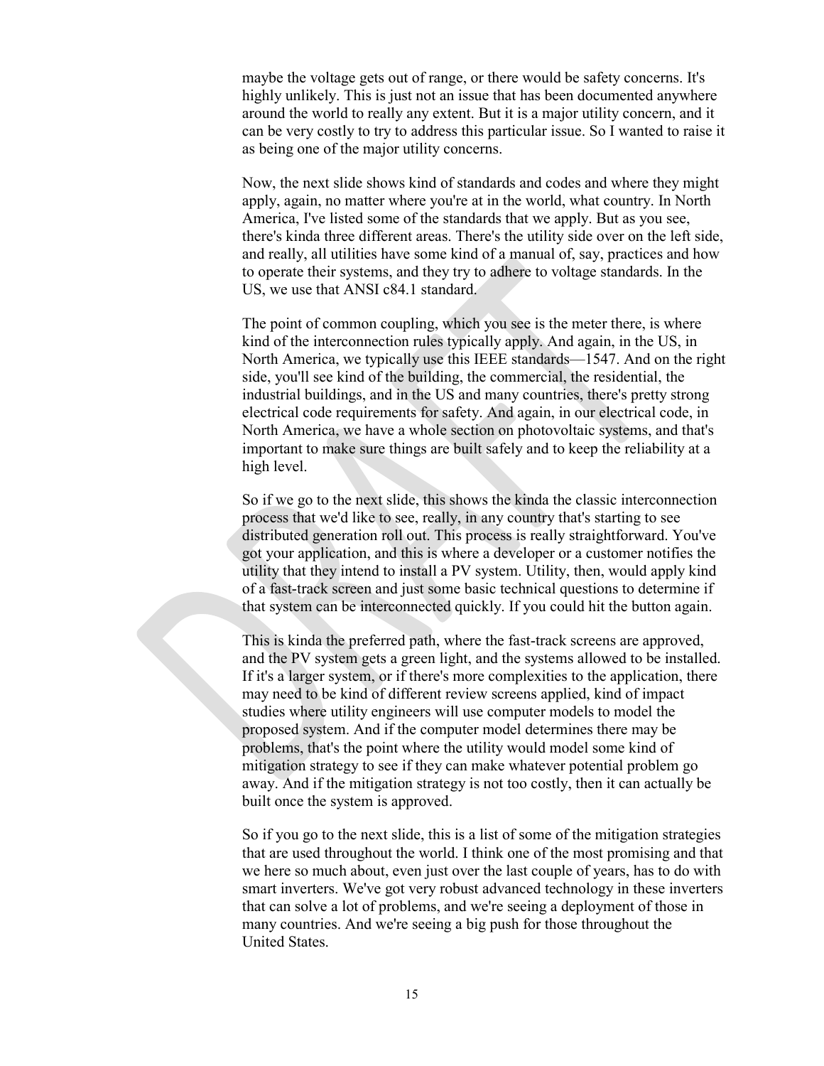maybe the voltage gets out of range, or there would be safety concerns. It's highly unlikely. This is just not an issue that has been documented anywhere around the world to really any extent. But it is a major utility concern, and it can be very costly to try to address this particular issue. So I wanted to raise it as being one of the major utility concerns.

Now, the next slide shows kind of standards and codes and where they might apply, again, no matter where you're at in the world, what country. In North America, I've listed some of the standards that we apply. But as you see, there's kinda three different areas. There's the utility side over on the left side, and really, all utilities have some kind of a manual of, say, practices and how to operate their systems, and they try to adhere to voltage standards. In the US, we use that ANSI c84.1 standard.

The point of common coupling, which you see is the meter there, is where kind of the interconnection rules typically apply. And again, in the US, in North America, we typically use this IEEE standards—1547. And on the right side, you'll see kind of the building, the commercial, the residential, the industrial buildings, and in the US and many countries, there's pretty strong electrical code requirements for safety. And again, in our electrical code, in North America, we have a whole section on photovoltaic systems, and that's important to make sure things are built safely and to keep the reliability at a high level.

So if we go to the next slide, this shows the kinda the classic interconnection process that we'd like to see, really, in any country that's starting to see distributed generation roll out. This process is really straightforward. You've got your application, and this is where a developer or a customer notifies the utility that they intend to install a PV system. Utility, then, would apply kind of a fast-track screen and just some basic technical questions to determine if that system can be interconnected quickly. If you could hit the button again.

This is kinda the preferred path, where the fast-track screens are approved, and the PV system gets a green light, and the systems allowed to be installed. If it's a larger system, or if there's more complexities to the application, there may need to be kind of different review screens applied, kind of impact studies where utility engineers will use computer models to model the proposed system. And if the computer model determines there may be problems, that's the point where the utility would model some kind of mitigation strategy to see if they can make whatever potential problem go away. And if the mitigation strategy is not too costly, then it can actually be built once the system is approved.

So if you go to the next slide, this is a list of some of the mitigation strategies that are used throughout the world. I think one of the most promising and that we here so much about, even just over the last couple of years, has to do with smart inverters. We've got very robust advanced technology in these inverters that can solve a lot of problems, and we're seeing a deployment of those in many countries. And we're seeing a big push for those throughout the United States.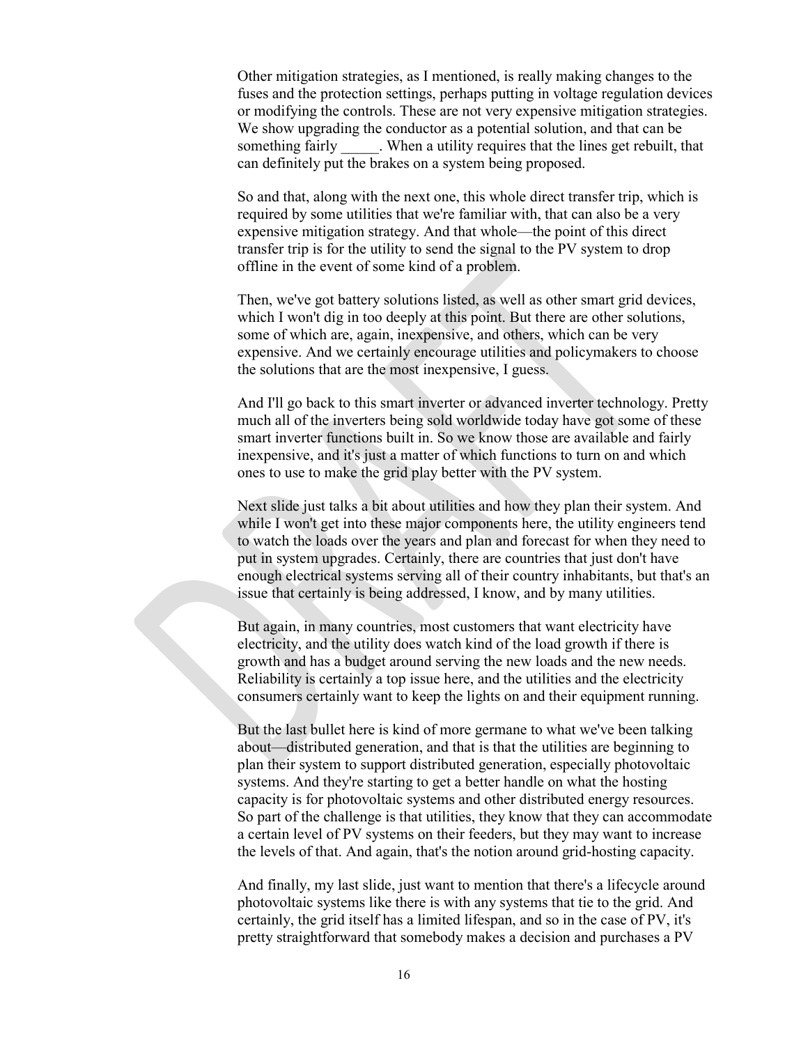Other mitigation strategies, as I mentioned, is really making changes to the fuses and the protection settings, perhaps putting in voltage regulation devices or modifying the controls. These are not very expensive mitigation strategies. We show upgrading the conductor as a potential solution, and that can be something fairly _____. When a utility requires that the lines get rebuilt, that can definitely put the brakes on a system being proposed.

So and that, along with the next one, this whole direct transfer trip, which is required by some utilities that we're familiar with, that can also be a very expensive mitigation strategy. And that whole—the point of this direct transfer trip is for the utility to send the signal to the PV system to drop offline in the event of some kind of a problem.

Then, we've got battery solutions listed, as well as other smart grid devices, which I won't dig in too deeply at this point. But there are other solutions, some of which are, again, inexpensive, and others, which can be very expensive. And we certainly encourage utilities and policymakers to choose the solutions that are the most inexpensive, I guess.

And I'll go back to this smart inverter or advanced inverter technology. Pretty much all of the inverters being sold worldwide today have got some of these smart inverter functions built in. So we know those are available and fairly inexpensive, and it's just a matter of which functions to turn on and which ones to use to make the grid play better with the PV system.

Next slide just talks a bit about utilities and how they plan their system. And while I won't get into these major components here, the utility engineers tend to watch the loads over the years and plan and forecast for when they need to put in system upgrades. Certainly, there are countries that just don't have enough electrical systems serving all of their country inhabitants, but that's an issue that certainly is being addressed, I know, and by many utilities.

But again, in many countries, most customers that want electricity have electricity, and the utility does watch kind of the load growth if there is growth and has a budget around serving the new loads and the new needs. Reliability is certainly a top issue here, and the utilities and the electricity consumers certainly want to keep the lights on and their equipment running.

But the last bullet here is kind of more germane to what we've been talking about—distributed generation, and that is that the utilities are beginning to plan their system to support distributed generation, especially photovoltaic systems. And they're starting to get a better handle on what the hosting capacity is for photovoltaic systems and other distributed energy resources. So part of the challenge is that utilities, they know that they can accommodate a certain level of PV systems on their feeders, but they may want to increase the levels of that. And again, that's the notion around grid-hosting capacity.

And finally, my last slide, just want to mention that there's a lifecycle around photovoltaic systems like there is with any systems that tie to the grid. And certainly, the grid itself has a limited lifespan, and so in the case of PV, it's pretty straightforward that somebody makes a decision and purchases a PV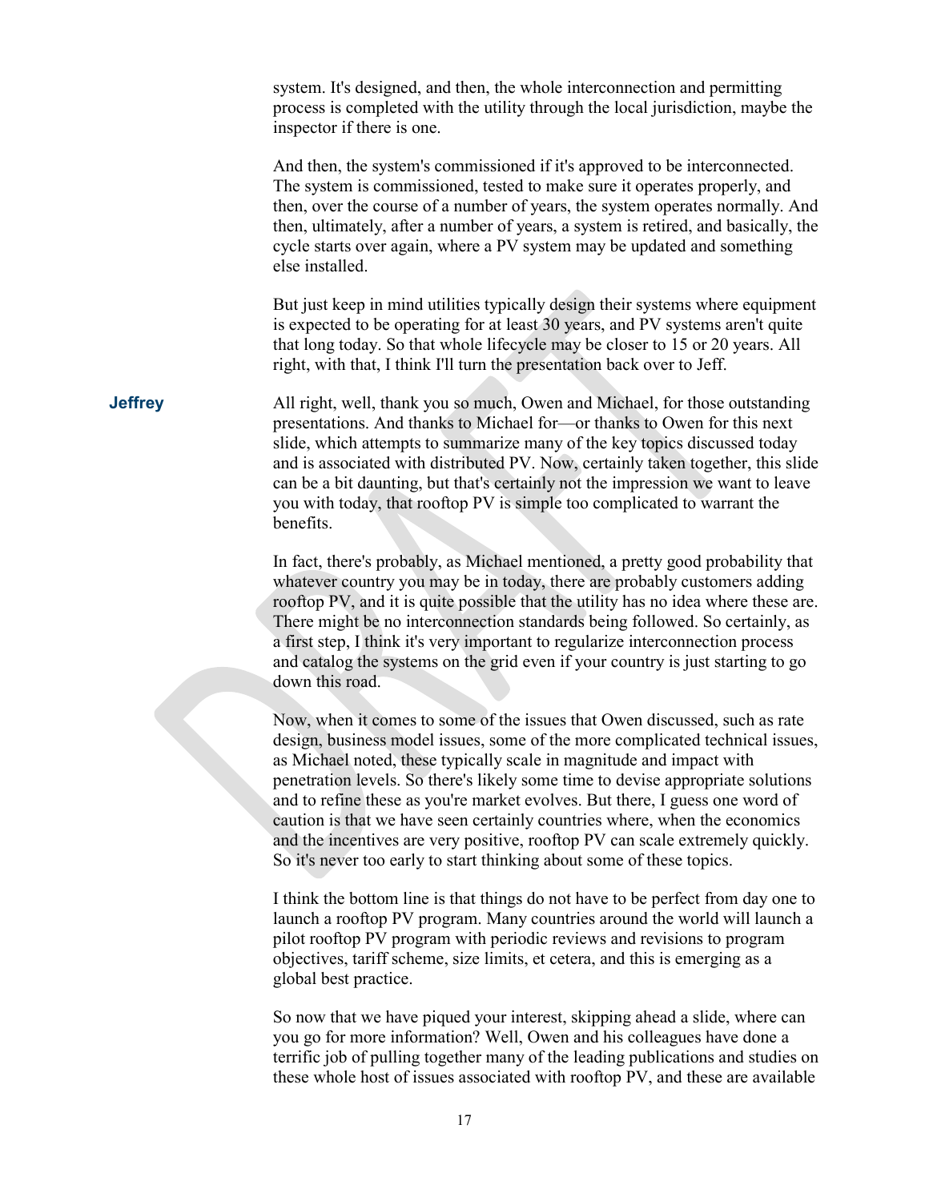system. It's designed, and then, the whole interconnection and permitting process is completed with the utility through the local jurisdiction, maybe the inspector if there is one.

And then, the system's commissioned if it's approved to be interconnected. The system is commissioned, tested to make sure it operates properly, and then, over the course of a number of years, the system operates normally. And then, ultimately, after a number of years, a system is retired, and basically, the cycle starts over again, where a PV system may be updated and something else installed.

But just keep in mind utilities typically design their systems where equipment is expected to be operating for at least 30 years, and PV systems aren't quite that long today. So that whole lifecycle may be closer to 15 or 20 years. All right, with that, I think I'll turn the presentation back over to Jeff.

**Jeffrey**

All right, well, thank you so much, Owen and Michael, for those outstanding presentations. And thanks to Michael for—or thanks to Owen for this next slide, which attempts to summarize many of the key topics discussed today and is associated with distributed PV. Now, certainly taken together, this slide can be a bit daunting, but that's certainly not the impression we want to leave you with today, that rooftop PV is simple too complicated to warrant the benefits.

In fact, there's probably, as Michael mentioned, a pretty good probability that whatever country you may be in today, there are probably customers adding rooftop PV, and it is quite possible that the utility has no idea where these are. There might be no interconnection standards being followed. So certainly, as a first step, I think it's very important to regularize interconnection process and catalog the systems on the grid even if your country is just starting to go down this road.

Now, when it comes to some of the issues that Owen discussed, such as rate design, business model issues, some of the more complicated technical issues, as Michael noted, these typically scale in magnitude and impact with penetration levels. So there's likely some time to devise appropriate solutions and to refine these as you're market evolves. But there, I guess one word of caution is that we have seen certainly countries where, when the economics and the incentives are very positive, rooftop PV can scale extremely quickly. So it's never too early to start thinking about some of these topics.

I think the bottom line is that things do not have to be perfect from day one to launch a rooftop PV program. Many countries around the world will launch a pilot rooftop PV program with periodic reviews and revisions to program objectives, tariff scheme, size limits, et cetera, and this is emerging as a global best practice.

So now that we have piqued your interest, skipping ahead a slide, where can you go for more information? Well, Owen and his colleagues have done a terrific job of pulling together many of the leading publications and studies on these whole host of issues associated with rooftop PV, and these are available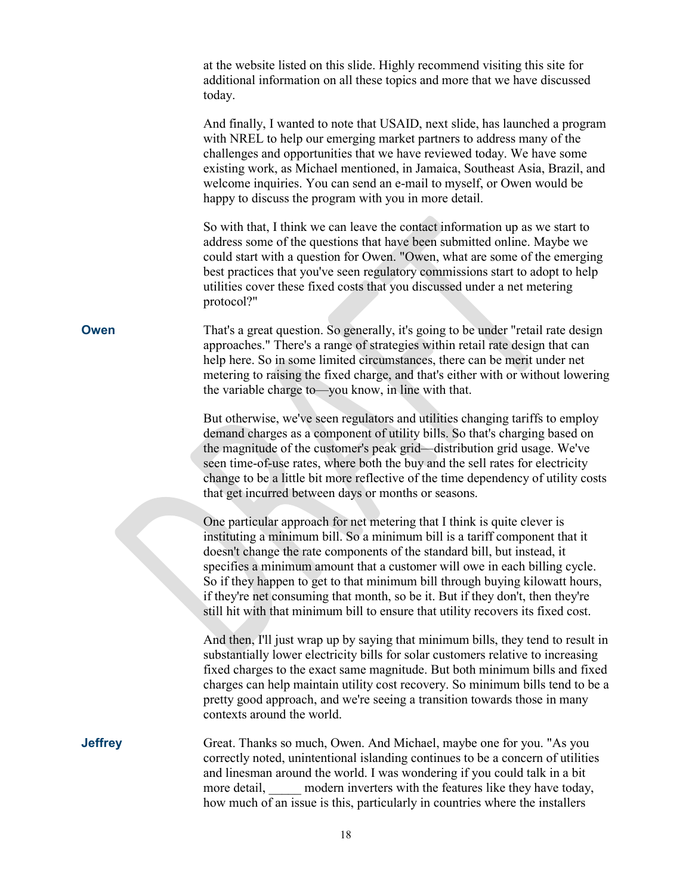at the website listed on this slide. Highly recommend visiting this site for additional information on all these topics and more that we have discussed today.

And finally, I wanted to note that USAID, next slide, has launched a program with NREL to help our emerging market partners to address many of the challenges and opportunities that we have reviewed today. We have some existing work, as Michael mentioned, in Jamaica, Southeast Asia, Brazil, and welcome inquiries. You can send an e-mail to myself, or Owen would be happy to discuss the program with you in more detail.

So with that, I think we can leave the contact information up as we start to address some of the questions that have been submitted online. Maybe we could start with a question for Owen. "Owen, what are some of the emerging best practices that you've seen regulatory commissions start to adopt to help utilities cover these fixed costs that you discussed under a net metering protocol?"

**Owen**

That's a great question. So generally, it's going to be under "retail rate design approaches." There's a range of strategies within retail rate design that can help here. So in some limited circumstances, there can be merit under net metering to raising the fixed charge, and that's either with or without lowering the variable charge to—you know, in line with that.

But otherwise, we've seen regulators and utilities changing tariffs to employ demand charges as a component of utility bills. So that's charging based on the magnitude of the customer's peak grid—distribution grid usage. We've seen time-of-use rates, where both the buy and the sell rates for electricity change to be a little bit more reflective of the time dependency of utility costs that get incurred between days or months or seasons.

One particular approach for net metering that I think is quite clever is instituting a minimum bill. So a minimum bill is a tariff component that it doesn't change the rate components of the standard bill, but instead, it specifies a minimum amount that a customer will owe in each billing cycle. So if they happen to get to that minimum bill through buying kilowatt hours, if they're net consuming that month, so be it. But if they don't, then they're still hit with that minimum bill to ensure that utility recovers its fixed cost.

And then, I'll just wrap up by saying that minimum bills, they tend to result in substantially lower electricity bills for solar customers relative to increasing fixed charges to the exact same magnitude. But both minimum bills and fixed charges can help maintain utility cost recovery. So minimum bills tend to be a pretty good approach, and we're seeing a transition towards those in many contexts around the world.

**Jeffrey**

Great. Thanks so much, Owen. And Michael, maybe one for you. "As you correctly noted, unintentional islanding continues to be a concern of utilities and linesman around the world. I was wondering if you could talk in a bit more detail, _____ modern inverters with the features like they have today, how much of an issue is this, particularly in countries where the installers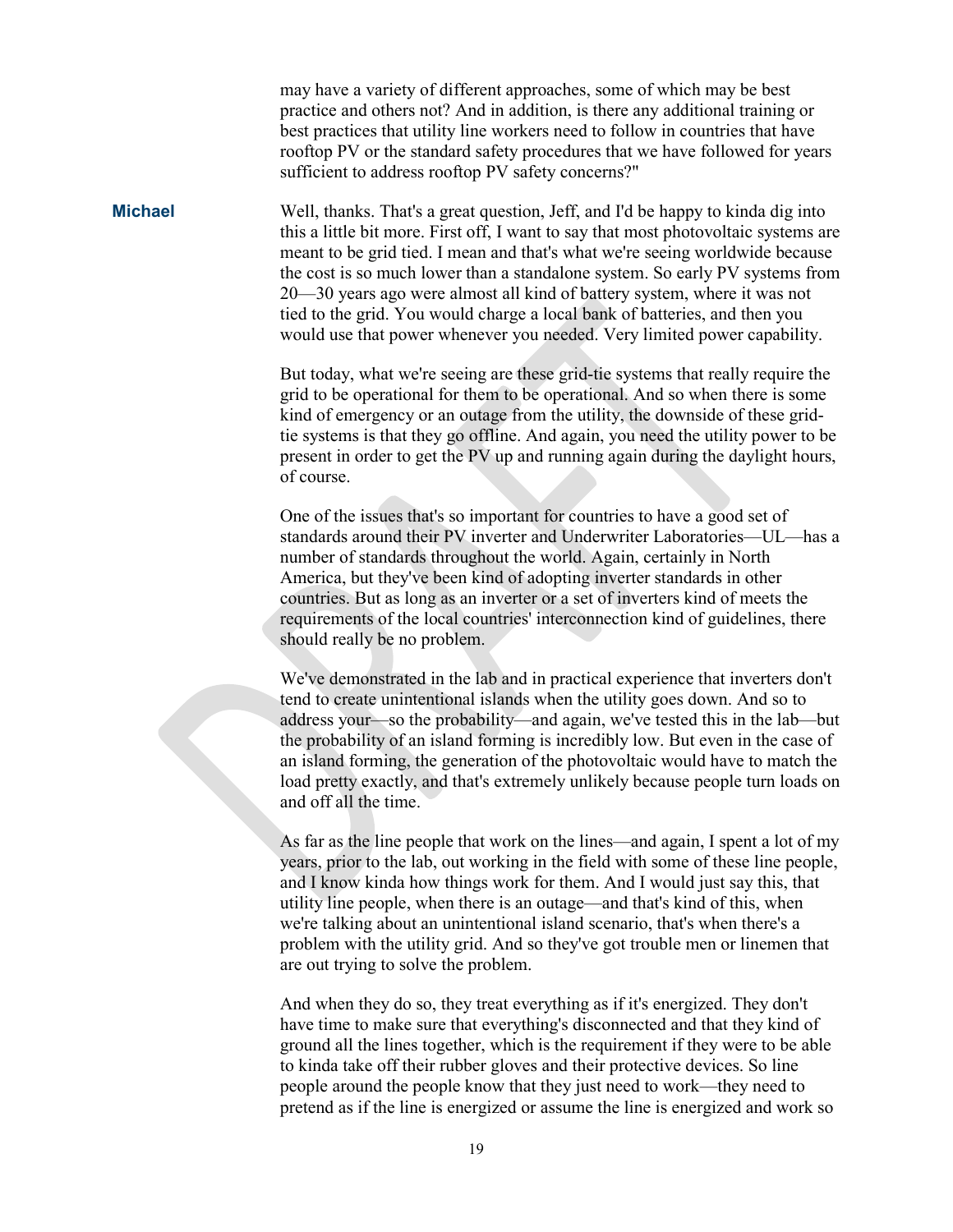may have a variety of different approaches, some of which may be best practice and others not? And in addition, is there any additional training or best practices that utility line workers need to follow in countries that have rooftop PV or the standard safety procedures that we have followed for years sufficient to address rooftop PV safety concerns?"

**Michael** Well, thanks. That's a great question, Jeff, and I'd be happy to kinda dig into this a little bit more. First off, I want to say that most photovoltaic systems are meant to be grid tied. I mean and that's what we're seeing worldwide because the cost is so much lower than a standalone system. So early PV systems from 20—30 years ago were almost all kind of battery system, where it was not tied to the grid. You would charge a local bank of batteries, and then you would use that power whenever you needed. Very limited power capability.

But today, what we're seeing are these grid-tie systems that really require the grid to be operational for them to be operational. And so when there is some kind of emergency or an outage from the utility, the downside of these grid-tie systems is that they go offline. And again, you need the utility power to be present in order to get the PV up and running again during the daylight hours, of course.

One of the issues that's so important for countries to have a good set of standards around their PV inverter and Underwriter Laboratories—UL—has a number of standards throughout the world. Again, certainly in North America, but they've been kind of adopting inverter standards in other countries. But as long as an inverter or a set of inverters kind of meets the requirements of the local countries' interconnection kind of guidelines, there should really be no problem.

We've demonstrated in the lab and in practical experience that inverters don't tend to create unintentional islands when the utility goes down. And so to address your—so the probability—and again, we've tested this in the lab—but the probability of an island forming is incredibly low. But even in the case of an island forming, the generation of the photovoltaic would have to match the load pretty exactly, and that's extremely unlikely because people turn loads on and off all the time.

As far as the line people that work on the lines—and again, I spent a lot of my years, prior to the lab, out working in the field with some of these line people, and I know kinda how things work for them. And I would just say this, that utility line people, when there is an outage—and that's kind of this, when we're talking about an unintentional island scenario, that's when there's a problem with the utility grid. And so they've got trouble men or linemen that are out trying to solve the problem.

And when they do so, they treat everything as if it's energized. They don't have time to make sure that everything's disconnected and that they kind of ground all the lines together, which is the requirement if they were to be able to kinda take off their rubber gloves and their protective devices. So line people around the people know that they just need to work—they need to pretend as if the line is energized or assume the line is energized and work so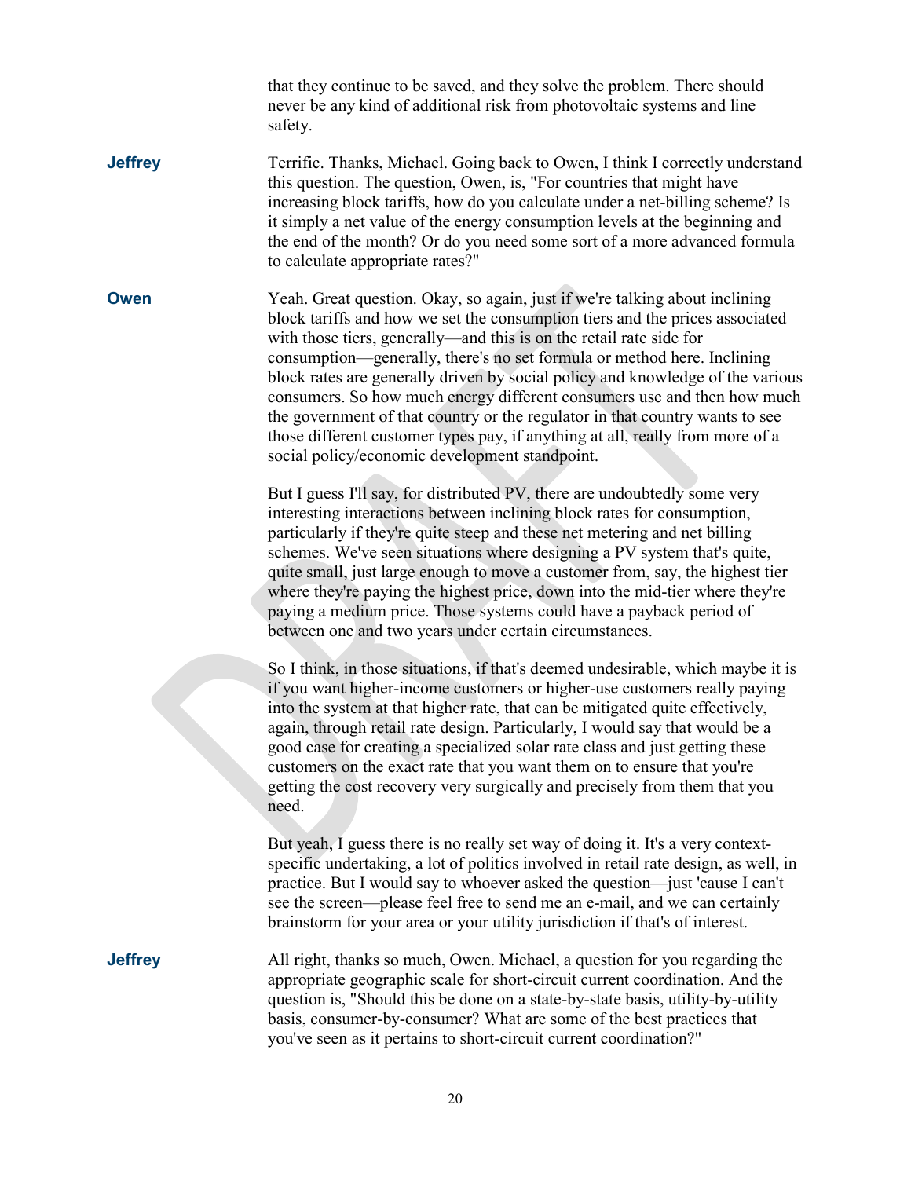that they continue to be saved, and they solve the problem. There should never be any kind of additional risk from photovoltaic systems and line safety.

**Jeffrey** Terrific. Thanks, Michael. Going back to Owen, I think I correctly understand this question. The question, Owen, is, "For countries that might have increasing block tariffs, how do you calculate under a net-billing scheme? Is it simply a net value of the energy consumption levels at the beginning and the end of the month? Or do you need some sort of a more advanced formula to calculate appropriate rates?"

**Owen** Yeah. Great question. Okay, so again, just if we're talking about inclining block tariffs and how we set the consumption tiers and the prices associated with those tiers, generally—and this is on the retail rate side for consumption—generally, there's no set formula or method here. Inclining block rates are generally driven by social policy and knowledge of the various consumers. So how much energy different consumers use and then how much the government of that country or the regulator in that country wants to see those different customer types pay, if anything at all, really from more of a social policy/economic development standpoint.

But I guess I'll say, for distributed PV, there are undoubtedly some very interesting interactions between inclining block rates for consumption, particularly if they're quite steep and these net metering and net billing schemes. We've seen situations where designing a PV system that's quite, quite small, just large enough to move a customer from, say, the highest tier where they're paying the highest price, down into the mid-tier where they're paying a medium price. Those systems could have a payback period of between one and two years under certain circumstances.

So I think, in those situations, if that's deemed undesirable, which maybe it is if you want higher-income customers or higher-use customers really paying into the system at that higher rate, that can be mitigated quite effectively, again, through retail rate design. Particularly, I would say that would be a good case for creating a specialized solar rate class and just getting these customers on the exact rate that you want them on to ensure that you're getting the cost recovery very surgically and precisely from them that you need.

But yeah, I guess there is no really set way of doing it. It's a very context-specific undertaking, a lot of politics involved in retail rate design, as well, in practice. But I would say to whoever asked the question—just 'cause I can't see the screen—please feel free to send me an e-mail, and we can certainly brainstorm for your area or your utility jurisdiction if that's of interest.

**Jeffrey** All right, thanks so much, Owen. Michael, a question for you regarding the appropriate geographic scale for short-circuit current coordination. And the question is, "Should this be done on a state-by-state basis, utility-by-utility basis, consumer-by-consumer? What are some of the best practices that you've seen as it pertains to short-circuit current coordination?"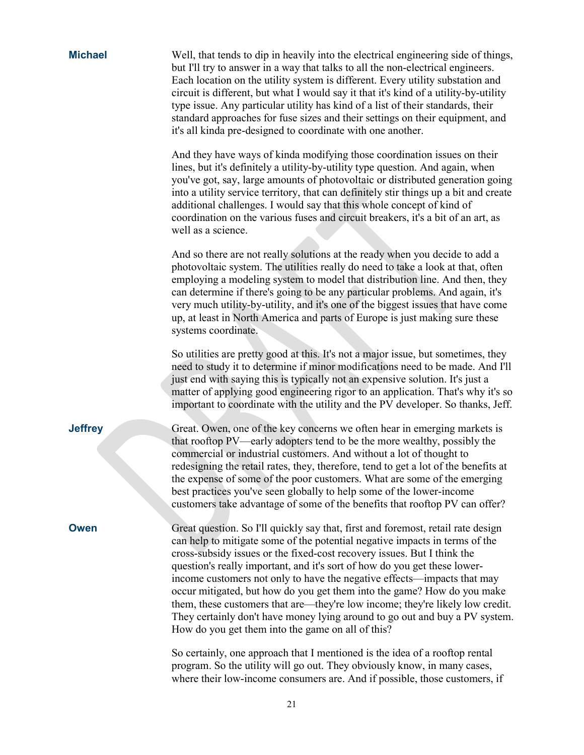**Michael** Well, that tends to dip in heavily into the electrical engineering side of things, but I'll try to answer in a way that talks to all the non-electrical engineers. Each location on the utility system is different. Every utility substation and circuit is different, but what I would say it that it's kind of a utility-by-utility type issue. Any particular utility has kind of a list of their standards, their standard approaches for fuse sizes and their settings on their equipment, and it's all kinda pre-designed to coordinate with one another.

And they have ways of kinda modifying those coordination issues on their lines, but it's definitely a utility-by-utility type question. And again, when you've got, say, large amounts of photovoltaic or distributed generation going into a utility service territory, that can definitely stir things up a bit and create additional challenges. I would say that this whole concept of kind of coordination on the various fuses and circuit breakers, it's a bit of an art, as well as a science.

And so there are not really solutions at the ready when you decide to add a photovoltaic system. The utilities really do need to take a look at that, often employing a modeling system to model that distribution line. And then, they can determine if there's going to be any particular problems. And again, it's very much utility-by-utility, and it's one of the biggest issues that have come up, at least in North America and parts of Europe is just making sure these systems coordinate.

So utilities are pretty good at this. It's not a major issue, but sometimes, they need to study it to determine if minor modifications need to be made. And I'll just end with saying this is typically not an expensive solution. It's just a matter of applying good engineering rigor to an application. That's why it's so important to coordinate with the utility and the PV developer. So thanks, Jeff.

**Jeffrey** Great. Owen, one of the key concerns we often hear in emerging markets is that rooftop PV—early adopters tend to be the more wealthy, possibly the commercial or industrial customers. And without a lot of thought to redesigning the retail rates, they, therefore, tend to get a lot of the benefits at the expense of some of the poor customers. What are some of the emerging best practices you've seen globally to help some of the lower-income customers take advantage of some of the benefits that rooftop PV can offer?

**Owen** Great question. So I'll quickly say that, first and foremost, retail rate design can help to mitigate some of the potential negative impacts in terms of the cross-subsidy issues or the fixed-cost recovery issues. But I think the question's really important, and it's sort of how do you get these lower-income customers not only to have the negative effects—impacts that may occur mitigated, but how do you get them into the game? How do you make them, these customers that are—they're low income; they're likely low credit. They certainly don't have money lying around to go out and buy a PV system. How do you get them into the game on all of this?

So certainly, one approach that I mentioned is the idea of a rooftop rental program. So the utility will go out. They obviously know, in many cases, where their low-income consumers are. And if possible, those customers, if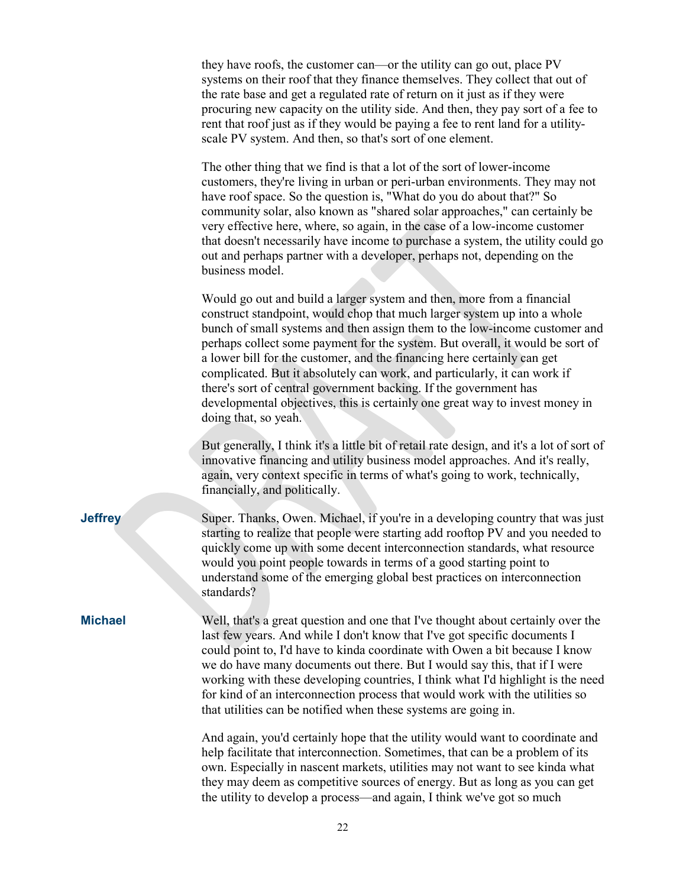they have roofs, the customer can—or the utility can go out, place PV systems on their roof that they finance themselves. They collect that out of the rate base and get a regulated rate of return on it just as if they were procuring new capacity on the utility side. And then, they pay sort of a fee to rent that roof just as if they would be paying a fee to rent land for a utility-scale PV system. And then, so that's sort of one element.

The other thing that we find is that a lot of the sort of lower-income customers, they're living in urban or peri-urban environments. They may not have roof space. So the question is, "What do you do about that?" So community solar, also known as "shared solar approaches," can certainly be very effective here, where, so again, in the case of a low-income customer that doesn't necessarily have income to purchase a system, the utility could go out and perhaps partner with a developer, perhaps not, depending on the business model.

Would go out and build a larger system and then, more from a financial construct standpoint, would chop that much larger system up into a whole bunch of small systems and then assign them to the low-income customer and perhaps collect some payment for the system. But overall, it would be sort of a lower bill for the customer, and the financing here certainly can get complicated. But it absolutely can work, and particularly, it can work if there's sort of central government backing. If the government has developmental objectives, this is certainly one great way to invest money in doing that, so yeah.

But generally, I think it's a little bit of retail rate design, and it's a lot of sort of innovative financing and utility business model approaches. And it's really, again, very context specific in terms of what's going to work, technically, financially, and politically.

**Jeffrey** Super. Thanks, Owen. Michael, if you're in a developing country that was just starting to realize that people were starting add rooftop PV and you needed to quickly come up with some decent interconnection standards, what resource would you point people towards in terms of a good starting point to understand some of the emerging global best practices on interconnection standards?

**Michael** Well, that's a great question and one that I've thought about certainly over the last few years. And while I don't know that I've got specific documents I could point to, I'd have to kinda coordinate with Owen a bit because I know we do have many documents out there. But I would say this, that if I were working with these developing countries, I think what I'd highlight is the need for kind of an interconnection process that would work with the utilities so that utilities can be notified when these systems are going in.

And again, you'd certainly hope that the utility would want to coordinate and help facilitate that interconnection. Sometimes, that can be a problem of its own. Especially in nascent markets, utilities may not want to see kinda what they may deem as competitive sources of energy. But as long as you can get the utility to develop a process—and again, I think we've got so much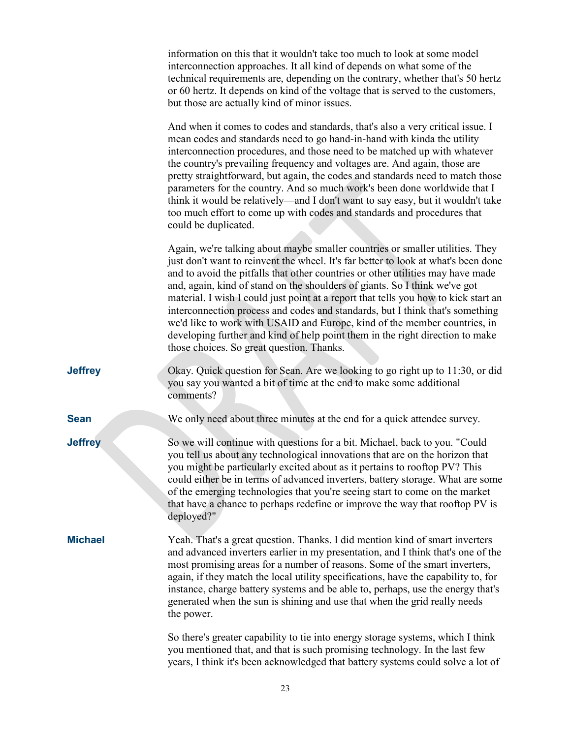information on this that it wouldn't take too much to look at some model interconnection approaches. It all kind of depends on what some of the technical requirements are, depending on the contrary, whether that's 50 hertz or 60 hertz. It depends on kind of the voltage that is served to the customers, but those are actually kind of minor issues.

And when it comes to codes and standards, that's also a very critical issue. I mean codes and standards need to go hand-in-hand with kinda the utility interconnection procedures, and those need to be matched up with whatever the country's prevailing frequency and voltages are. And again, those are pretty straightforward, but again, the codes and standards need to match those parameters for the country. And so much work's been done worldwide that I think it would be relatively—and I don't want to say easy, but it wouldn't take too much effort to come up with codes and standards and procedures that could be duplicated.

Again, we're talking about maybe smaller countries or smaller utilities. They just don't want to reinvent the wheel. It's far better to look at what's been done and to avoid the pitfalls that other countries or other utilities may have made and, again, kind of stand on the shoulders of giants. So I think we've got material. I wish I could just point at a report that tells you how to kick start an interconnection process and codes and standards, but I think that's something we'd like to work with USAID and Europe, kind of the member countries, in developing further and kind of help point them in the right direction to make those choices. So great question. Thanks.

**Jeffrey** Okay. Quick question for Sean. Are we looking to go right up to 11:30, or did you say you wanted a bit of time at the end to make some additional comments?

**Sean** We only need about three minutes at the end for a quick attendee survey.

**Jeffrey** So we will continue with questions for a bit. Michael, back to you. "Could you tell us about any technological innovations that are on the horizon that you might be particularly excited about as it pertains to rooftop PV? This could either be in terms of advanced inverters, battery storage. What are some of the emerging technologies that you're seeing start to come on the market that have a chance to perhaps redefine or improve the way that rooftop PV is deployed?"

**Michael** Yeah. That's a great question. Thanks. I did mention kind of smart inverters and advanced inverters earlier in my presentation, and I think that's one of the most promising areas for a number of reasons. Some of the smart inverters, again, if they match the local utility specifications, have the capability to, for instance, charge battery systems and be able to, perhaps, use the energy that's generated when the sun is shining and use that when the grid really needs the power.

So there's greater capability to tie into energy storage systems, which I think you mentioned that, and that is such promising technology. In the last few years, I think it's been acknowledged that battery systems could solve a lot of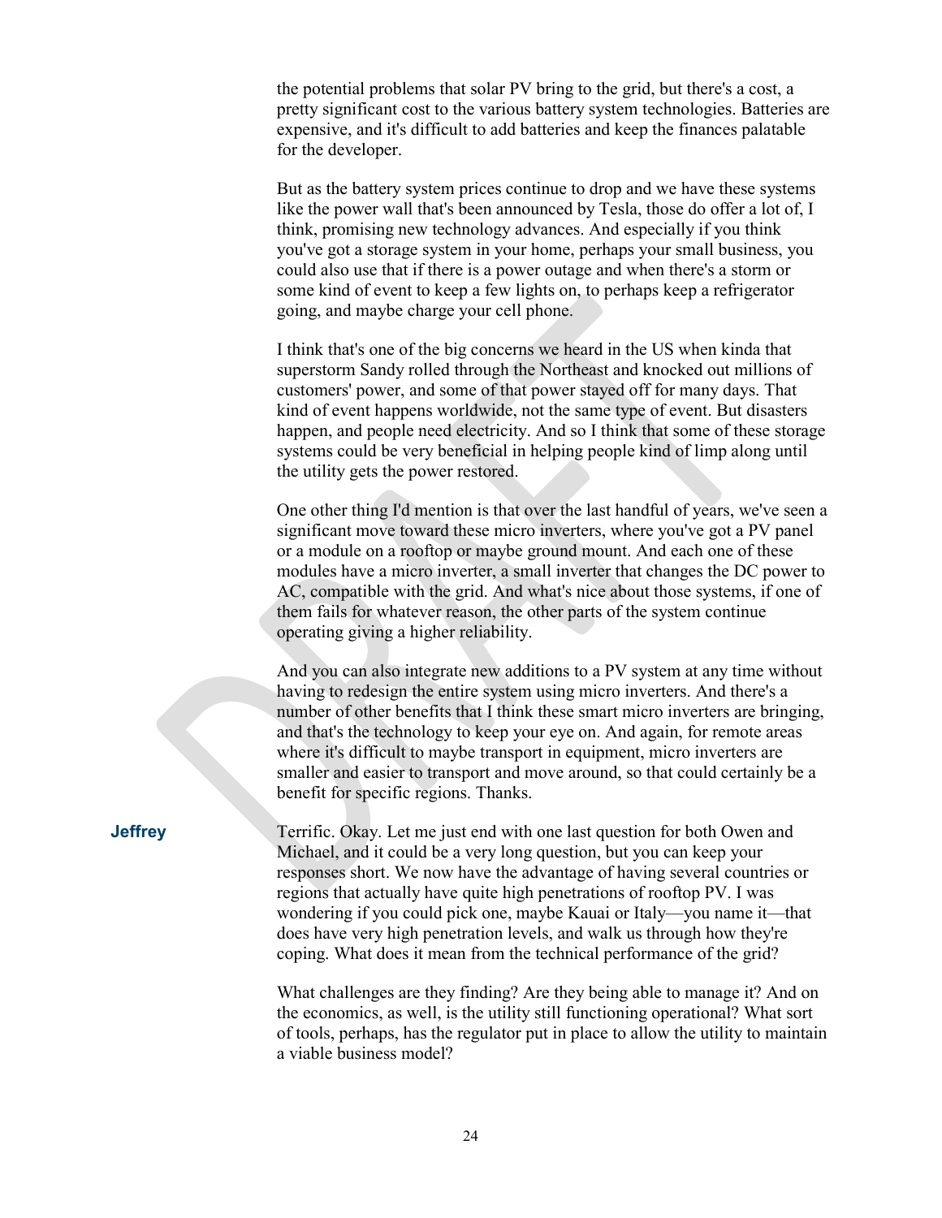the potential problems that solar PV bring to the grid, but there's a cost, a pretty significant cost to the various battery system technologies. Batteries are expensive, and it's difficult to add batteries and keep the finances palatable for the developer.

But as the battery system prices continue to drop and we have these systems like the power wall that's been announced by Tesla, those do offer a lot of, I think, promising new technology advances. And especially if you think you've got a storage system in your home, perhaps your small business, you could also use that if there is a power outage and when there's a storm or some kind of event to keep a few lights on, to perhaps keep a refrigerator going, and maybe charge your cell phone.

I think that's one of the big concerns we heard in the US when kinda that superstorm Sandy rolled through the Northeast and knocked out millions of customers' power, and some of that power stayed off for many days. That kind of event happens worldwide, not the same type of event. But disasters happen, and people need electricity. And so I think that some of these storage systems could be very beneficial in helping people kind of limp along until the utility gets the power restored.

One other thing I'd mention is that over the last handful of years, we've seen a significant move toward these micro inverters, where you've got a PV panel or a module on a rooftop or maybe ground mount. And each one of these modules have a micro inverter, a small inverter that changes the DC power to AC, compatible with the grid. And what's nice about those systems, if one of them fails for whatever reason, the other parts of the system continue operating giving a higher reliability.

And you can also integrate new additions to a PV system at any time without having to redesign the entire system using micro inverters. And there's a number of other benefits that I think these smart micro inverters are bringing, and that's the technology to keep your eye on. And again, for remote areas where it's difficult to maybe transport in equipment, micro inverters are smaller and easier to transport and move around, so that could certainly be a benefit for specific regions. Thanks.

**Jeffrey**

Terrific. Okay. Let me just end with one last question for both Owen and Michael, and it could be a very long question, but you can keep your responses short. We now have the advantage of having several countries or regions that actually have quite high penetrations of rooftop PV. I was wondering if you could pick one, maybe Kauai or Italy—you name it—that does have very high penetration levels, and walk us through how they're coping. What does it mean from the technical performance of the grid?

What challenges are they finding? Are they being able to manage it? And on the economics, as well, is the utility still functioning operational? What sort of tools, perhaps, has the regulator put in place to allow the utility to maintain a viable business model?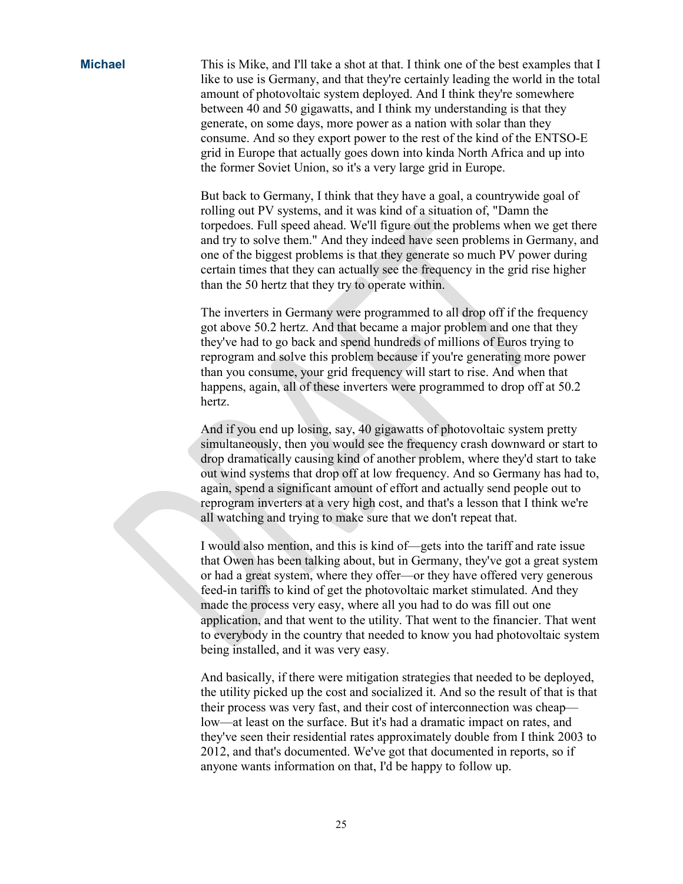**Michael**

This is Mike, and I'll take a shot at that. I think one of the best examples that I like to use is Germany, and that they're certainly leading the world in the total amount of photovoltaic system deployed. And I think they're somewhere between 40 and 50 gigawatts, and I think my understanding is that they generate, on some days, more power as a nation with solar than they consume. And so they export power to the rest of the kind of the ENTSO-E grid in Europe that actually goes down into kinda North Africa and up into the former Soviet Union, so it's a very large grid in Europe.

But back to Germany, I think that they have a goal, a countrywide goal of rolling out PV systems, and it was kind of a situation of, "Damn the torpedoes. Full speed ahead. We'll figure out the problems when we get there and try to solve them." And they indeed have seen problems in Germany, and one of the biggest problems is that they generate so much PV power during certain times that they can actually see the frequency in the grid rise higher than the 50 hertz that they try to operate within.

The inverters in Germany were programmed to all drop off if the frequency got above 50.2 hertz. And that became a major problem and one that they they've had to go back and spend hundreds of millions of Euros trying to reprogram and solve this problem because if you're generating more power than you consume, your grid frequency will start to rise. And when that happens, again, all of these inverters were programmed to drop off at 50.2 hertz.

And if you end up losing, say, 40 gigawatts of photovoltaic system pretty simultaneously, then you would see the frequency crash downward or start to drop dramatically causing kind of another problem, where they'd start to take out wind systems that drop off at low frequency. And so Germany has had to, again, spend a significant amount of effort and actually send people out to reprogram inverters at a very high cost, and that's a lesson that I think we're all watching and trying to make sure that we don't repeat that.

I would also mention, and this is kind of—gets into the tariff and rate issue that Owen has been talking about, but in Germany, they've got a great system or had a great system, where they offer—or they have offered very generous feed-in tariffs to kind of get the photovoltaic market stimulated. And they made the process very easy, where all you had to do was fill out one application, and that went to the utility. That went to the financier. That went to everybody in the country that needed to know you had photovoltaic system being installed, and it was very easy.

And basically, if there were mitigation strategies that needed to be deployed, the utility picked up the cost and socialized it. And so the result of that is that their process was very fast, and their cost of interconnection was cheap—low—at least on the surface. But it's had a dramatic impact on rates, and they've seen their residential rates approximately double from I think 2003 to 2012, and that's documented. We've got that documented in reports, so if anyone wants information on that, I'd be happy to follow up.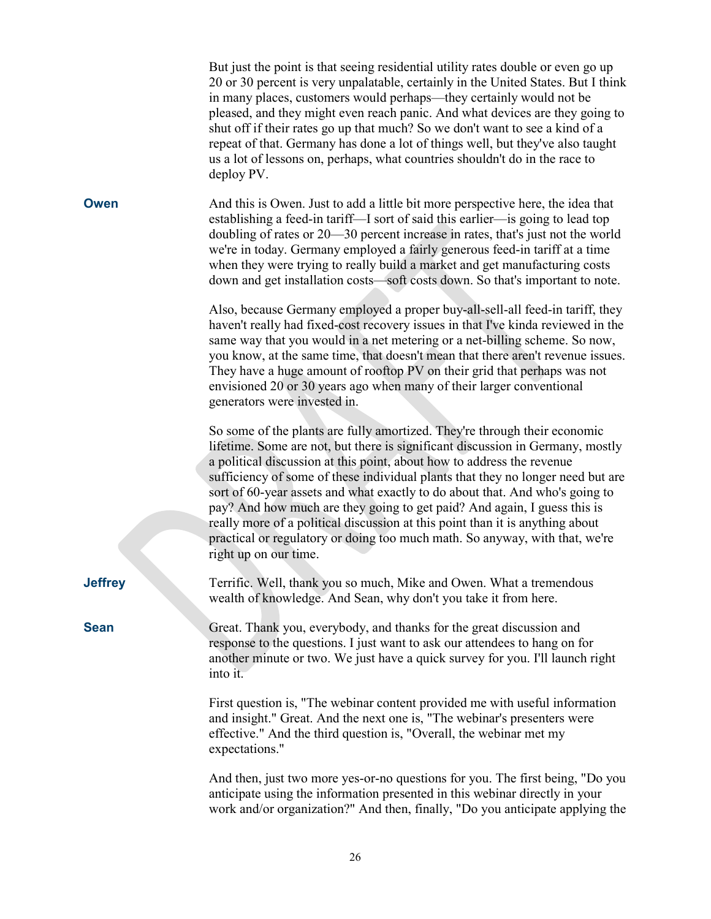But just the point is that seeing residential utility rates double or even go up 20 or 30 percent is very unpalatable, certainly in the United States. But I think in many places, customers would perhaps—they certainly would not be pleased, and they might even reach panic. And what devices are they going to shut off if their rates go up that much? So we don't want to see a kind of a repeat of that. Germany has done a lot of things well, but they've also taught us a lot of lessons on, perhaps, what countries shouldn't do in the race to deploy PV.

**Owen** And this is Owen. Just to add a little bit more perspective here, the idea that establishing a feed-in tariff—I sort of said this earlier—is going to lead top doubling of rates or 20—30 percent increase in rates, that's just not the world we're in today. Germany employed a fairly generous feed-in tariff at a time when they were trying to really build a market and get manufacturing costs down and get installation costs—soft costs down. So that's important to note.

Also, because Germany employed a proper buy-all-sell-all feed-in tariff, they haven't really had fixed-cost recovery issues in that I've kinda reviewed in the same way that you would in a net metering or a net-billing scheme. So now, you know, at the same time, that doesn't mean that there aren't revenue issues. They have a huge amount of rooftop PV on their grid that perhaps was not envisioned 20 or 30 years ago when many of their larger conventional generators were invested in.

So some of the plants are fully amortized. They're through their economic lifetime. Some are not, but there is significant discussion in Germany, mostly a political discussion at this point, about how to address the revenue sufficiency of some of these individual plants that they no longer need but are sort of 60-year assets and what exactly to do about that. And who's going to pay? And how much are they going to get paid? And again, I guess this is really more of a political discussion at this point than it is anything about practical or regulatory or doing too much math. So anyway, with that, we're right up on our time.

**Jeffrey** Terrific. Well, thank you so much, Mike and Owen. What a tremendous wealth of knowledge. And Sean, why don't you take it from here.

**Sean** Great. Thank you, everybody, and thanks for the great discussion and response to the questions. I just want to ask our attendees to hang on for another minute or two. We just have a quick survey for you. I'll launch right into it.

First question is, "The webinar content provided me with useful information and insight." Great. And the next one is, "The webinar's presenters were effective." And the third question is, "Overall, the webinar met my expectations."

And then, just two more yes-or-no questions for you. The first being, "Do you anticipate using the information presented in this webinar directly in your work and/or organization?" And then, finally, "Do you anticipate applying the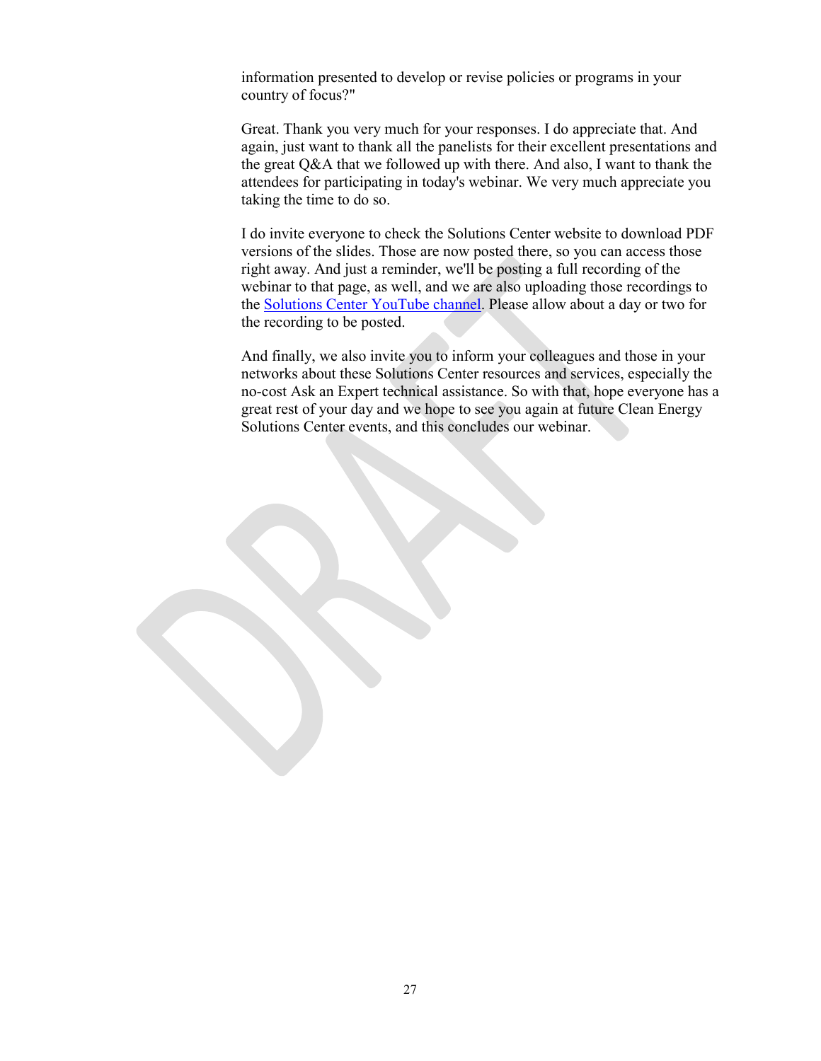information presented to develop or revise policies or programs in your country of focus?"

Great. Thank you very much for your responses. I do appreciate that. And again, just want to thank all the panelists for their excellent presentations and the great Q&A that we followed up with there. And also, I want to thank the attendees for participating in today's webinar. We very much appreciate you taking the time to do so.

I do invite everyone to check the Solutions Center website to download PDF versions of the slides. Those are now posted there, so you can access those right away. And just a reminder, we'll be posting a full recording of the webinar to that page, as well, and we are also uploading those recordings to the Solutions Center YouTube channel. Please allow about a day or two for the recording to be posted.

And finally, we also invite you to inform your colleagues and those in your networks about these Solutions Center resources and services, especially the no-cost Ask an Expert technical assistance. So with that, hope everyone has a great rest of your day and we hope to see you again at future Clean Energy Solutions Center events, and this concludes our webinar.